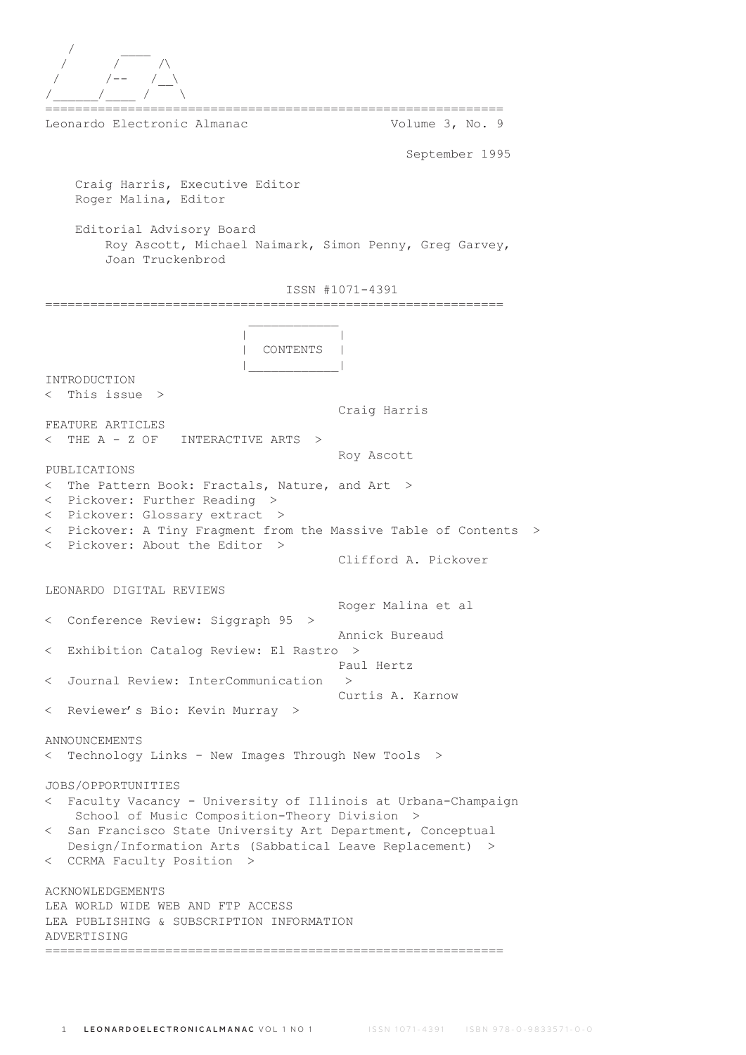```
   /       ____
  /       /     /\
 /       /--   /__\
/______/____  /    \
```

=============================================================

Leonardo Electronic Almanac                    Volume 3, No. 9

September 1995

Craig Harris, Executive Editor
Roger Malina, Editor

Editorial Advisory Board
Roy Ascott, Michael Naimark, Simon Penny, Greg Garvey, Joan Truckenbrod

ISSN #1071-4391

=============================================================

## CONTENTS

INTRODUCTION

< This issue >
Craig Harris

FEATURE ARTICLES

< THE A - Z OF INTERACTIVE ARTS >
Roy Ascott

PUBLICATIONS

< The Pattern Book: Fractals, Nature, and Art >
< Pickover: Further Reading >
< Pickover: Glossary extract >
< Pickover: A Tiny Fragment from the Massive Table of Contents >
< Pickover: About the Editor >
Clifford A. Pickover

LEONARDO DIGITAL REVIEWS

Roger Malina et al

< Conference Review: Siggraph 95 >
Annick Bureaud

< Exhibition Catalog Review: El Rastro >
Paul Hertz

< Journal Review: InterCommunication >
Curtis A. Karnow

< Reviewer's Bio: Kevin Murray >

ANNOUNCEMENTS

< Technology Links - New Images Through New Tools >

JOBS/OPPORTUNITIES

< Faculty Vacancy - University of Illinois at Urbana-Champaign School of Music Composition-Theory Division >
< San Francisco State University Art Department, Conceptual Design/Information Arts (Sabbatical Leave Replacement) >
< CCRMA Faculty Position >

ACKNOWLEDGEMENTS
LEA WORLD WIDE WEB AND FTP ACCESS
LEA PUBLISHING & SUBSCRIPTION INFORMATION
ADVERTISING

=============================================================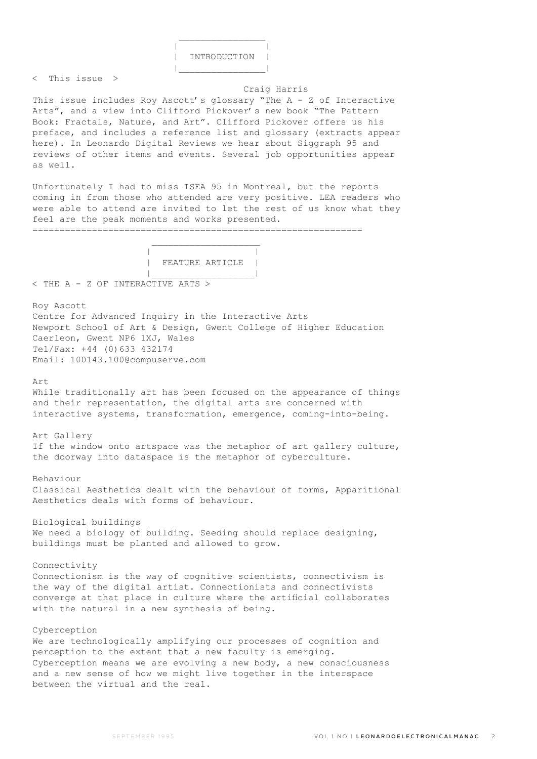## INTRODUCTION

< This issue >

Craig Harris

This issue includes Roy Ascott's glossary "The A - Z of Interactive Arts", and a view into Clifford Pickover's new book "The Pattern Book: Fractals, Nature, and Art". Clifford Pickover offers us his preface, and includes a reference list and glossary (extracts appear here). In Leonardo Digital Reviews we hear about Siggraph 95 and reviews of other items and events. Several job opportunities appear as well.

Unfortunately I had to miss ISEA 95 in Montreal, but the reports coming in from those who attended are very positive. LEA readers who were able to attend are invited to let the rest of us know what they feel are the peak moments and works presented.

==============================================================

## FEATURE ARTICLE

< THE A - Z OF INTERACTIVE ARTS >

Roy Ascott
Centre for Advanced Inquiry in the Interactive Arts
Newport School of Art & Design, Gwent College of Higher Education
Caerleon, Gwent NP6 1XJ, Wales
Tel/Fax: +44 (0)633 432174
Email: 100143.100@compuserve.com

Art
While traditionally art has been focused on the appearance of things and their representation, the digital arts are concerned with interactive systems, transformation, emergence, coming-into-being.

Art Gallery
If the window onto artspace was the metaphor of art gallery culture, the doorway into dataspace is the metaphor of cyberculture.

Behaviour
Classical Aesthetics dealt with the behaviour of forms, Apparitional Aesthetics deals with forms of behaviour.

Biological buildings
We need a biology of building. Seeding should replace designing, buildings must be planted and allowed to grow.

Connectivity
Connectionism is the way of cognitive scientists, connectivism is the way of the digital artist. Connectionists and connectivists converge at that place in culture where the artificial collaborates with the natural in a new synthesis of being.

Cyberception
We are technologically amplifying our processes of cognition and perception to the extent that a new faculty is emerging. Cyberception means we are evolving a new body, a new consciousness and a new sense of how we might live together in the interspace between the virtual and the real.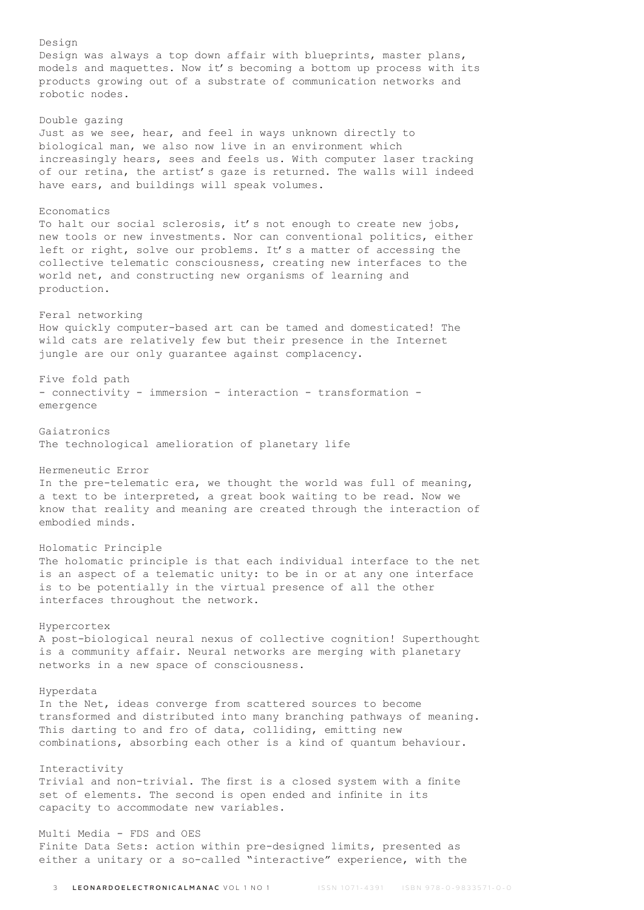### Design

Design was always a top down affair with blueprints, master plans, models and maquettes. Now it's becoming a bottom up process with its products growing out of a substrate of communication networks and robotic nodes.

### Double gazing

Just as we see, hear, and feel in ways unknown directly to biological man, we also now live in an environment which increasingly hears, sees and feels us. With computer laser tracking of our retina, the artist's gaze is returned. The walls will indeed have ears, and buildings will speak volumes.

### Economatics

To halt our social sclerosis, it's not enough to create new jobs, new tools or new investments. Nor can conventional politics, either left or right, solve our problems. It's a matter of accessing the collective telematic consciousness, creating new interfaces to the world net, and constructing new organisms of learning and production.

### Feral networking

How quickly computer-based art can be tamed and domesticated! The wild cats are relatively few but their presence in the Internet jungle are our only guarantee against complacency.

### Five fold path

- connectivity - immersion - interaction - transformation - emergence

### Gaiatronics

The technological amelioration of planetary life

### Hermeneutic Error

In the pre-telematic era, we thought the world was full of meaning, a text to be interpreted, a great book waiting to be read. Now we know that reality and meaning are created through the interaction of embodied minds.

### Holomatic Principle

The holomatic principle is that each individual interface to the net is an aspect of a telematic unity: to be in or at any one interface is to be potentially in the virtual presence of all the other interfaces throughout the network.

### Hypercortex

A post-biological neural nexus of collective cognition! Superthought is a community affair. Neural networks are merging with planetary networks in a new space of consciousness.

### Hyperdata

In the Net, ideas converge from scattered sources to become transformed and distributed into many branching pathways of meaning. This darting to and fro of data, colliding, emitting new combinations, absorbing each other is a kind of quantum behaviour.

### Interactivity

Trivial and non-trivial. The first is a closed system with a finite set of elements. The second is open ended and infinite in its capacity to accommodate new variables.

### Multi Media - FDS and OES

Finite Data Sets: action within pre-designed limits, presented as either a unitary or a so-called "interactive" experience, with the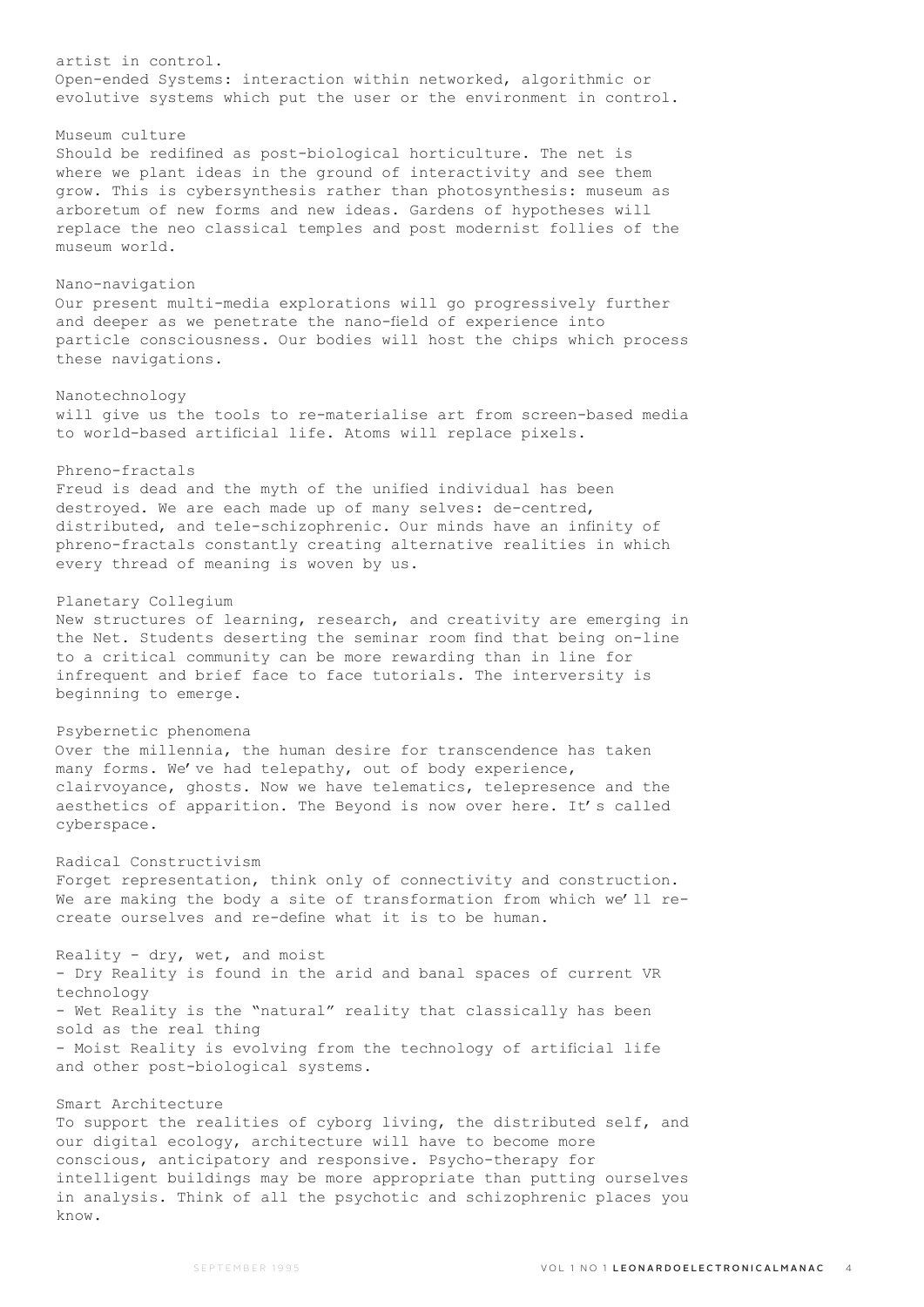artist in control.
Open-ended Systems: interaction within networked, algorithmic or evolutive systems which put the user or the environment in control.

### Museum culture

Should be redifined as post-biological horticulture. The net is where we plant ideas in the ground of interactivity and see them grow. This is cybersynthesis rather than photosynthesis: museum as arboretum of new forms and new ideas. Gardens of hypotheses will replace the neo classical temples and post modernist follies of the museum world.

### Nano-navigation

Our present multi-media explorations will go progressively further and deeper as we penetrate the nano-field of experience into particle consciousness. Our bodies will host the chips which process these navigations.

### Nanotechnology

will give us the tools to re-materialise art from screen-based media to world-based artificial life. Atoms will replace pixels.

### Phreno-fractals

Freud is dead and the myth of the unified individual has been destroyed. We are each made up of many selves: de-centred, distributed, and tele-schizophrenic. Our minds have an infinity of phreno-fractals constantly creating alternative realities in which every thread of meaning is woven by us.

### Planetary Collegium

New structures of learning, research, and creativity are emerging in the Net. Students deserting the seminar room find that being on-line to a critical community can be more rewarding than in line for infrequent and brief face to face tutorials. The interversity is beginning to emerge.

### Psybernetic phenomena

Over the millennia, the human desire for transcendence has taken many forms. We've had telepathy, out of body experience, clairvoyance, ghosts. Now we have telematics, telepresence and the aesthetics of apparition. The Beyond is now over here. It's called cyberspace.

### Radical Constructivism

Forget representation, think only of connectivity and construction. We are making the body a site of transformation from which we'll re-create ourselves and re-define what it is to be human.

### Reality - dry, wet, and moist

- Dry Reality is found in the arid and banal spaces of current VR technology
- Wet Reality is the "natural" reality that classically has been sold as the real thing
- Moist Reality is evolving from the technology of artificial life and other post-biological systems.

### Smart Architecture

To support the realities of cyborg living, the distributed self, and our digital ecology, architecture will have to become more conscious, anticipatory and responsive. Psycho-therapy for intelligent buildings may be more appropriate than putting ourselves in analysis. Think of all the psychotic and schizophrenic places you know.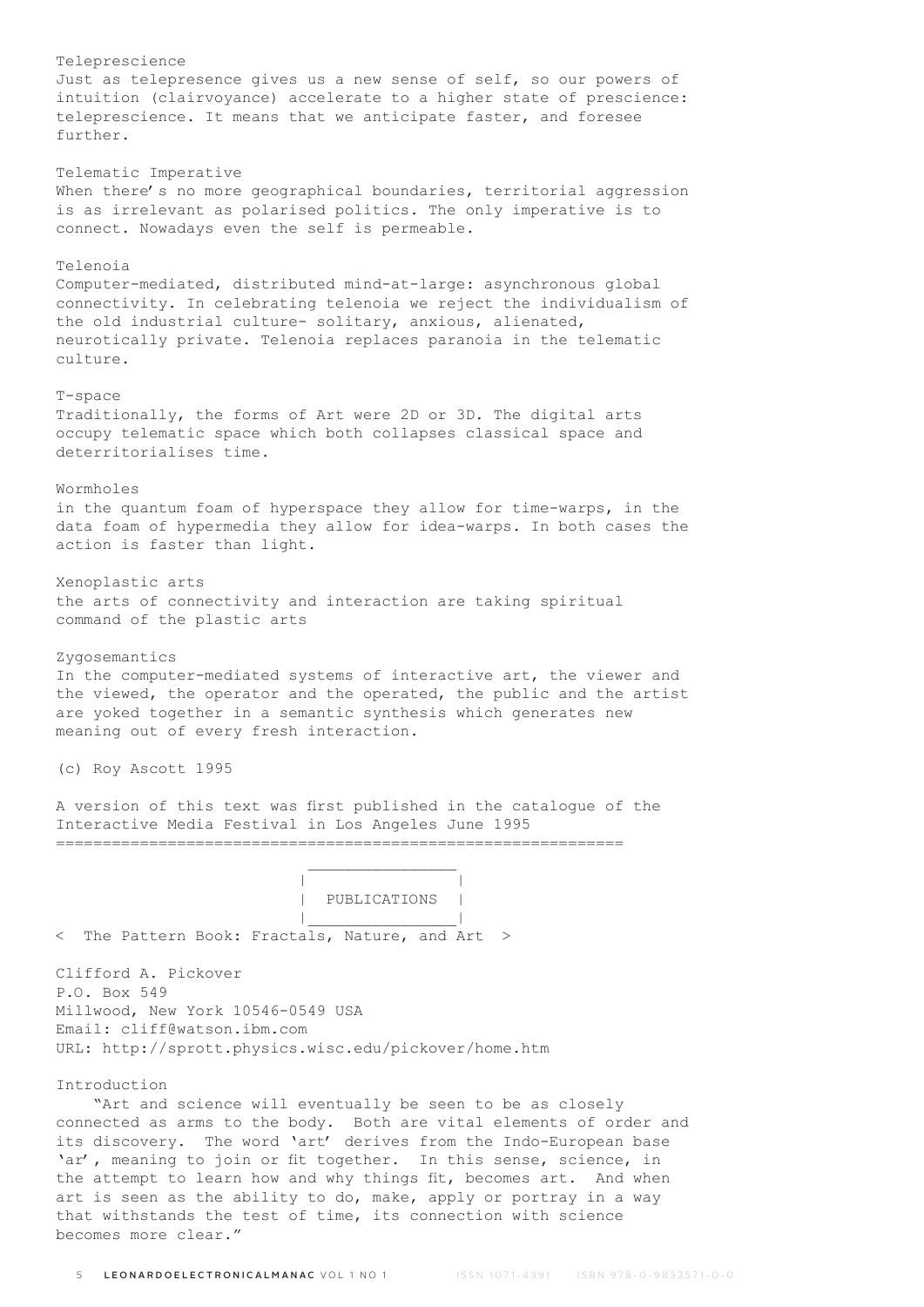Teleprescience

Just as telepresence gives us a new sense of self, so our powers of intuition (clairvoyance) accelerate to a higher state of prescience: teleprescience. It means that we anticipate faster, and foresee further.

Telematic Imperative

When there's no more geographical boundaries, territorial aggression is as irrelevant as polarised politics. The only imperative is to connect. Nowadays even the self is permeable.

Telenoia

Computer-mediated, distributed mind-at-large: asynchronous global connectivity. In celebrating telenoia we reject the individualism of the old industrial culture- solitary, anxious, alienated, neurotically private. Telenoia replaces paranoia in the telematic culture.

T-space

Traditionally, the forms of Art were 2D or 3D. The digital arts occupy telematic space which both collapses classical space and deterritorialises time.

Wormholes

in the quantum foam of hyperspace they allow for time-warps, in the data foam of hypermedia they allow for idea-warps. In both cases the action is faster than light.

Xenoplastic arts

the arts of connectivity and interaction are taking spiritual command of the plastic arts

Zygosemantics

In the computer-mediated systems of interactive art, the viewer and the viewed, the operator and the operated, the public and the artist are yoked together in a semantic synthesis which generates new meaning out of every fresh interaction.

(c) Roy Ascott 1995

A version of this text was first published in the catalogue of the Interactive Media Festival in Los Angeles June 1995

=============================================================

## PUBLICATIONS

< The Pattern Book: Fractals, Nature, and Art >

Clifford A. Pickover
P.O. Box 549
Millwood, New York 10546-0549 USA
Email: cliff@watson.ibm.com
URL: http://sprott.physics.wisc.edu/pickover/home.htm

Introduction

"Art and science will eventually be seen to be as closely connected as arms to the body. Both are vital elements of order and its discovery. The word 'art' derives from the Indo-European base 'ar', meaning to join or fit together. In this sense, science, in the attempt to learn how and why things fit, becomes art. And when art is seen as the ability to do, make, apply or portray in a way that withstands the test of time, its connection with science becomes more clear."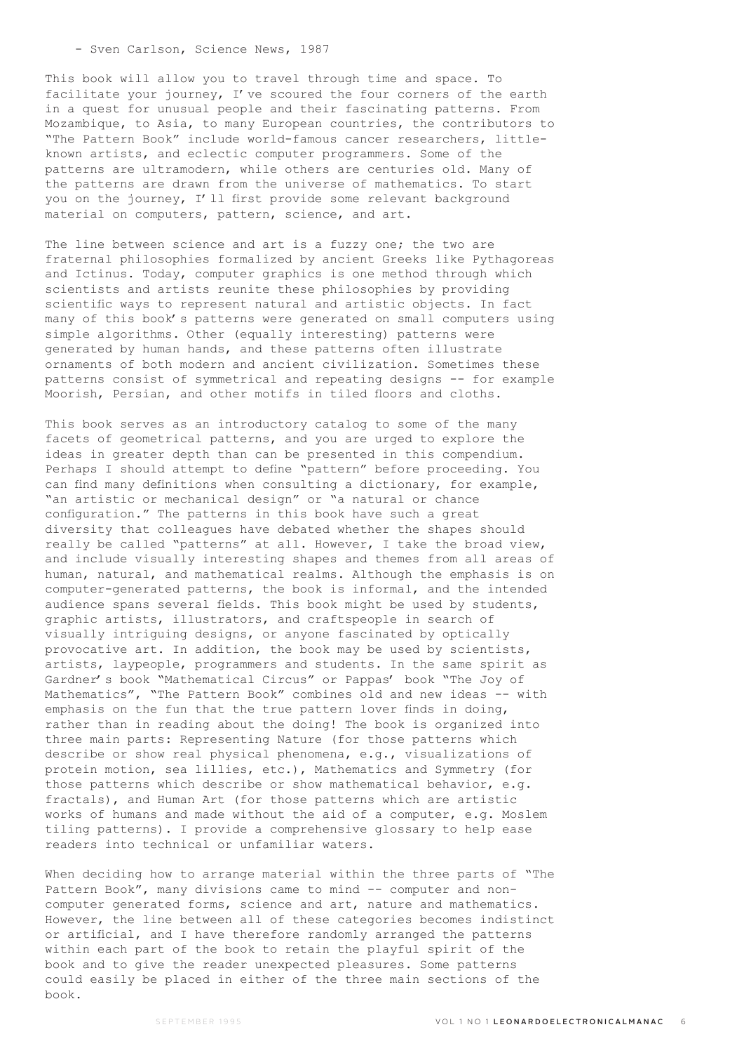- Sven Carlson, Science News, 1987

This book will allow you to travel through time and space. To facilitate your journey, I've scoured the four corners of the earth in a quest for unusual people and their fascinating patterns. From Mozambique, to Asia, to many European countries, the contributors to "The Pattern Book" include world-famous cancer researchers, little-known artists, and eclectic computer programmers. Some of the patterns are ultramodern, while others are centuries old. Many of the patterns are drawn from the universe of mathematics. To start you on the journey, I'll first provide some relevant background material on computers, pattern, science, and art.

The line between science and art is a fuzzy one; the two are fraternal philosophies formalized by ancient Greeks like Pythagoreas and Ictinus. Today, computer graphics is one method through which scientists and artists reunite these philosophies by providing scientific ways to represent natural and artistic objects. In fact many of this book's patterns were generated on small computers using simple algorithms. Other (equally interesting) patterns were generated by human hands, and these patterns often illustrate ornaments of both modern and ancient civilization. Sometimes these patterns consist of symmetrical and repeating designs -- for example Moorish, Persian, and other motifs in tiled floors and cloths.

This book serves as an introductory catalog to some of the many facets of geometrical patterns, and you are urged to explore the ideas in greater depth than can be presented in this compendium. Perhaps I should attempt to define "pattern" before proceeding. You can find many definitions when consulting a dictionary, for example, "an artistic or mechanical design" or "a natural or chance configuration." The patterns in this book have such a great diversity that colleagues have debated whether the shapes should really be called "patterns" at all. However, I take the broad view, and include visually interesting shapes and themes from all areas of human, natural, and mathematical realms. Although the emphasis is on computer-generated patterns, the book is informal, and the intended audience spans several fields. This book might be used by students, graphic artists, illustrators, and craftspeople in search of visually intriguing designs, or anyone fascinated by optically provocative art. In addition, the book may be used by scientists, artists, laypeople, programmers and students. In the same spirit as Gardner's book "Mathematical Circus" or Pappas' book "The Joy of Mathematics", "The Pattern Book" combines old and new ideas -- with emphasis on the fun that the true pattern lover finds in doing, rather than in reading about the doing! The book is organized into three main parts: Representing Nature (for those patterns which describe or show real physical phenomena, e.g., visualizations of protein motion, sea lillies, etc.), Mathematics and Symmetry (for those patterns which describe or show mathematical behavior, e.g. fractals), and Human Art (for those patterns which are artistic works of humans and made without the aid of a computer, e.g. Moslem tiling patterns). I provide a comprehensive glossary to help ease readers into technical or unfamiliar waters.

When deciding how to arrange material within the three parts of "The Pattern Book", many divisions came to mind -- computer and non-computer generated forms, science and art, nature and mathematics. However, the line between all of these categories becomes indistinct or artificial, and I have therefore randomly arranged the patterns within each part of the book to retain the playful spirit of the book and to give the reader unexpected pleasures. Some patterns could easily be placed in either of the three main sections of the book.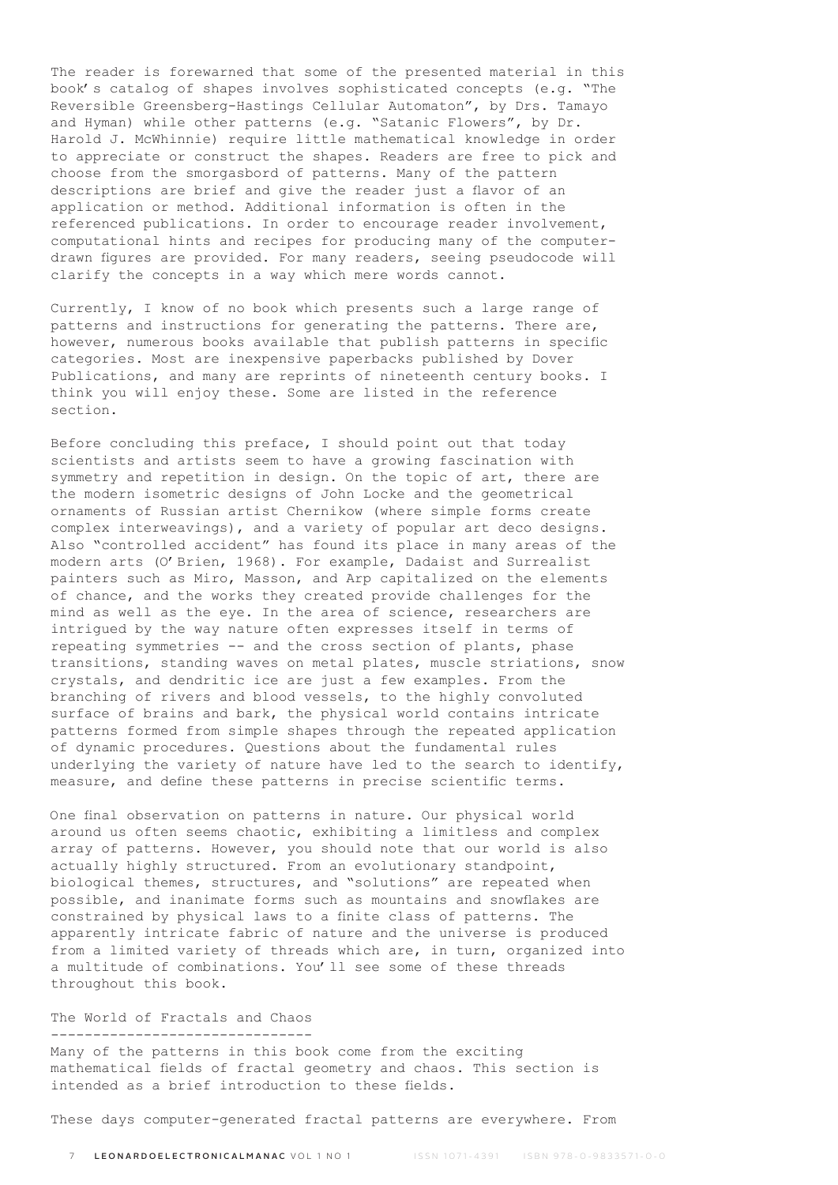The reader is forewarned that some of the presented material in this book's catalog of shapes involves sophisticated concepts (e.g. "The Reversible Greensberg-Hastings Cellular Automaton", by Drs. Tamayo and Hyman) while other patterns (e.g. "Satanic Flowers", by Dr. Harold J. McWhinnie) require little mathematical knowledge in order to appreciate or construct the shapes. Readers are free to pick and choose from the smorgasbord of patterns. Many of the pattern descriptions are brief and give the reader just a flavor of an application or method. Additional information is often in the referenced publications. In order to encourage reader involvement, computational hints and recipes for producing many of the computer-drawn figures are provided. For many readers, seeing pseudocode will clarify the concepts in a way which mere words cannot.

Currently, I know of no book which presents such a large range of patterns and instructions for generating the patterns. There are, however, numerous books available that publish patterns in specific categories. Most are inexpensive paperbacks published by Dover Publications, and many are reprints of nineteenth century books. I think you will enjoy these. Some are listed in the reference section.

Before concluding this preface, I should point out that today scientists and artists seem to have a growing fascination with symmetry and repetition in design. On the topic of art, there are the modern isometric designs of John Locke and the geometrical ornaments of Russian artist Chernikow (where simple forms create complex interweavings), and a variety of popular art deco designs. Also "controlled accident" has found its place in many areas of the modern arts (O'Brien, 1968). For example, Dadaist and Surrealist painters such as Miro, Masson, and Arp capitalized on the elements of chance, and the works they created provide challenges for the mind as well as the eye. In the area of science, researchers are intrigued by the way nature often expresses itself in terms of repeating symmetries -- and the cross section of plants, phase transitions, standing waves on metal plates, muscle striations, snow crystals, and dendritic ice are just a few examples. From the branching of rivers and blood vessels, to the highly convoluted surface of brains and bark, the physical world contains intricate patterns formed from simple shapes through the repeated application of dynamic procedures. Questions about the fundamental rules underlying the variety of nature have led to the search to identify, measure, and define these patterns in precise scientific terms.

One final observation on patterns in nature. Our physical world around us often seems chaotic, exhibiting a limitless and complex array of patterns. However, you should note that our world is also actually highly structured. From an evolutionary standpoint, biological themes, structures, and "solutions" are repeated when possible, and inanimate forms such as mountains and snowflakes are constrained by physical laws to a finite class of patterns. The apparently intricate fabric of nature and the universe is produced from a limited variety of threads which are, in turn, organized into a multitude of combinations. You'll see some of these threads throughout this book.

## The World of Fractals and Chaos

Many of the patterns in this book come from the exciting mathematical fields of fractal geometry and chaos. This section is intended as a brief introduction to these fields.

These days computer-generated fractal patterns are everywhere. From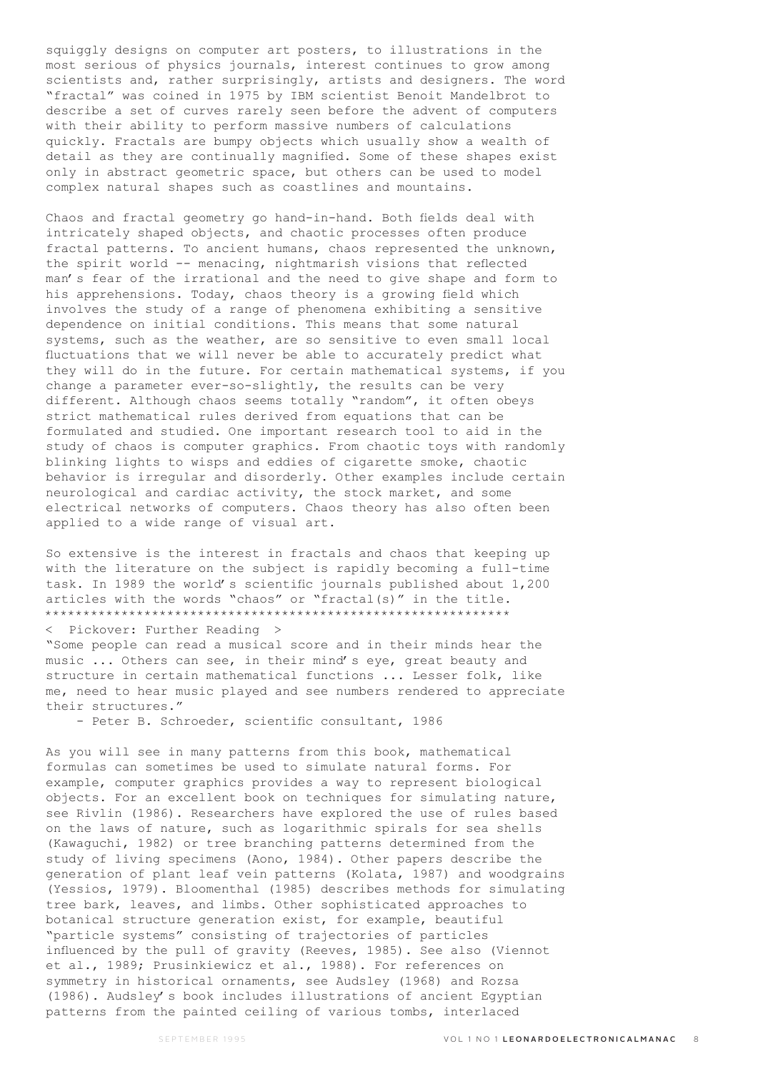squiggly designs on computer art posters, to illustrations in the most serious of physics journals, interest continues to grow among scientists and, rather surprisingly, artists and designers. The word "fractal" was coined in 1975 by IBM scientist Benoit Mandelbrot to describe a set of curves rarely seen before the advent of computers with their ability to perform massive numbers of calculations quickly. Fractals are bumpy objects which usually show a wealth of detail as they are continually magnified. Some of these shapes exist only in abstract geometric space, but others can be used to model complex natural shapes such as coastlines and mountains.

Chaos and fractal geometry go hand-in-hand. Both fields deal with intricately shaped objects, and chaotic processes often produce fractal patterns. To ancient humans, chaos represented the unknown, the spirit world -- menacing, nightmarish visions that reflected man's fear of the irrational and the need to give shape and form to his apprehensions. Today, chaos theory is a growing field which involves the study of a range of phenomena exhibiting a sensitive dependence on initial conditions. This means that some natural systems, such as the weather, are so sensitive to even small local fluctuations that we will never be able to accurately predict what they will do in the future. For certain mathematical systems, if you change a parameter ever-so-slightly, the results can be very different. Although chaos seems totally "random", it often obeys strict mathematical rules derived from equations that can be formulated and studied. One important research tool to aid in the study of chaos is computer graphics. From chaotic toys with randomly blinking lights to wisps and eddies of cigarette smoke, chaotic behavior is irregular and disorderly. Other examples include certain neurological and cardiac activity, the stock market, and some electrical networks of computers. Chaos theory has also often been applied to a wide range of visual art.

So extensive is the interest in fractals and chaos that keeping up with the literature on the subject is rapidly becoming a full-time task. In 1989 the world's scientific journals published about 1,200 articles with the words "chaos" or "fractal(s)" in the title.

************************************************************

< Pickover: Further Reading >

"Some people can read a musical score and in their minds hear the music ... Others can see, in their mind's eye, great beauty and structure in certain mathematical functions ... Lesser folk, like me, need to hear music played and see numbers rendered to appreciate their structures."

- Peter B. Schroeder, scientific consultant, 1986

As you will see in many patterns from this book, mathematical formulas can sometimes be used to simulate natural forms. For example, computer graphics provides a way to represent biological objects. For an excellent book on techniques for simulating nature, see Rivlin (1986). Researchers have explored the use of rules based on the laws of nature, such as logarithmic spirals for sea shells (Kawaguchi, 1982) or tree branching patterns determined from the study of living specimens (Aono, 1984). Other papers describe the generation of plant leaf vein patterns (Kolata, 1987) and woodgrains (Yessios, 1979). Bloomenthal (1985) describes methods for simulating tree bark, leaves, and limbs. Other sophisticated approaches to botanical structure generation exist, for example, beautiful "particle systems" consisting of trajectories of particles influenced by the pull of gravity (Reeves, 1985). See also (Viennot et al., 1989; Prusinkiewicz et al., 1988). For references on symmetry in historical ornaments, see Audsley (1968) and Rozsa (1986). Audsley's book includes illustrations of ancient Egyptian patterns from the painted ceiling of various tombs, interlaced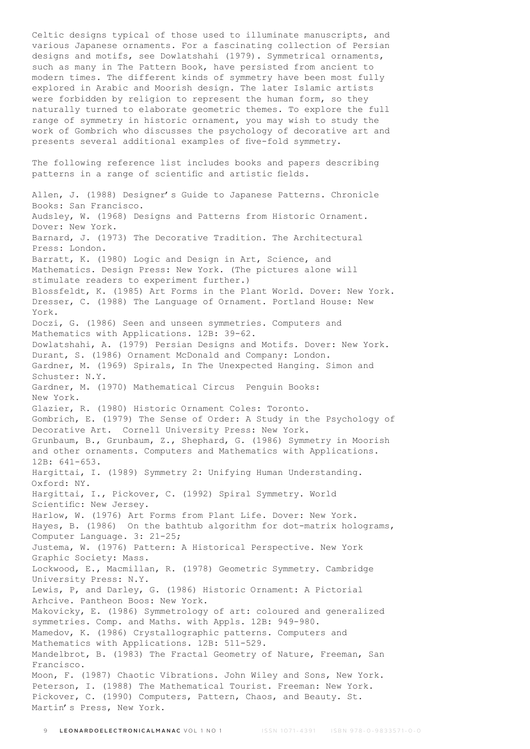Celtic designs typical of those used to illuminate manuscripts, and various Japanese ornaments. For a fascinating collection of Persian designs and motifs, see Dowlatshahi (1979). Symmetrical ornaments, such as many in The Pattern Book, have persisted from ancient to modern times. The different kinds of symmetry have been most fully explored in Arabic and Moorish design. The later Islamic artists were forbidden by religion to represent the human form, so they naturally turned to elaborate geometric themes. To explore the full range of symmetry in historic ornament, you may wish to study the work of Gombrich who discusses the psychology of decorative art and presents several additional examples of five-fold symmetry.

The following reference list includes books and papers describing patterns in a range of scientific and artistic fields.

Allen, J. (1988) Designer's Guide to Japanese Patterns. Chronicle Books: San Francisco.
Audsley, W. (1968) Designs and Patterns from Historic Ornament. Dover: New York.
Barnard, J. (1973) The Decorative Tradition. The Architectural Press: London.
Barratt, K. (1980) Logic and Design in Art, Science, and Mathematics. Design Press: New York. (The pictures alone will stimulate readers to experiment further.)
Blossfeldt, K. (1985) Art Forms in the Plant World. Dover: New York.
Dresser, C. (1988) The Language of Ornament. Portland House: New York.
Doczi, G. (1986) Seen and unseen symmetries. Computers and Mathematics with Applications. 12B: 39-62.
Dowlatshahi, A. (1979) Persian Designs and Motifs. Dover: New York.
Durant, S. (1986) Ornament McDonald and Company: London.
Gardner, M. (1969) Spirals, In The Unexpected Hanging. Simon and Schuster: N.Y.
Gardner, M. (1970) Mathematical Circus Penguin Books: New York.
Glazier, R. (1980) Historic Ornament Coles: Toronto.
Gombrich, E. (1979) The Sense of Order: A Study in the Psychology of Decorative Art. Cornell University Press: New York.
Grunbaum, B., Grunbaum, Z., Shephard, G. (1986) Symmetry in Moorish and other ornaments. Computers and Mathematics with Applications. 12B: 641-653.
Hargittai, I. (1989) Symmetry 2: Unifying Human Understanding. Oxford: NY.
Hargittai, I., Pickover, C. (1992) Spiral Symmetry. World Scientific: New Jersey.
Harlow, W. (1976) Art Forms from Plant Life. Dover: New York.
Hayes, B. (1986) On the bathtub algorithm for dot-matrix holograms, Computer Language. 3: 21-25;
Justema, W. (1976) Pattern: A Historical Perspective. New York Graphic Society: Mass.
Lockwood, E., Macmillan, R. (1978) Geometric Symmetry. Cambridge University Press: N.Y.
Lewis, P, and Darley, G. (1986) Historic Ornament: A Pictorial Arhcive. Pantheon Boos: New York.
Makovicky, E. (1986) Symmetrology of art: coloured and generalized symmetries. Comp. and Maths. with Appls. 12B: 949-980.
Mamedov, K. (1986) Crystallographic patterns. Computers and Mathematics with Applications. 12B: 511-529.
Mandelbrot, B. (1983) The Fractal Geometry of Nature, Freeman, San Francisco.
Moon, F. (1987) Chaotic Vibrations. John Wiley and Sons, New York.
Peterson, I. (1988) The Mathematical Tourist. Freeman: New York.
Pickover, C. (1990) Computers, Pattern, Chaos, and Beauty. St. Martin's Press, New York.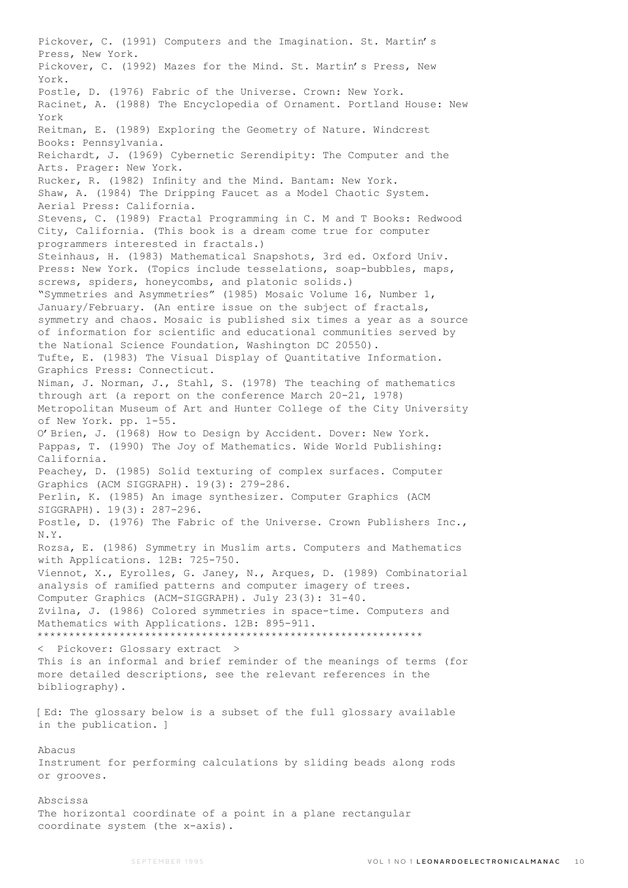Pickover, C. (1991) Computers and the Imagination. St. Martin's Press, New York.

Pickover, C. (1992) Mazes for the Mind. St. Martin's Press, New York.

Postle, D. (1976) Fabric of the Universe. Crown: New York.

Racinet, A. (1988) The Encyclopedia of Ornament. Portland House: New York

Reitman, E. (1989) Exploring the Geometry of Nature. Windcrest Books: Pennsylvania.

Reichardt, J. (1969) Cybernetic Serendipity: The Computer and the Arts. Prager: New York.

Rucker, R. (1982) Infinity and the Mind. Bantam: New York.

Shaw, A. (1984) The Dripping Faucet as a Model Chaotic System. Aerial Press: California.

Stevens, C. (1989) Fractal Programming in C. M and T Books: Redwood City, California. (This book is a dream come true for computer programmers interested in fractals.)

Steinhaus, H. (1983) Mathematical Snapshots, 3rd ed. Oxford Univ. Press: New York. (Topics include tesselations, soap-bubbles, maps, screws, spiders, honeycombs, and platonic solids.)

"Symmetries and Asymmetries" (1985) Mosaic Volume 16, Number 1, January/February. (An entire issue on the subject of fractals, symmetry and chaos. Mosaic is published six times a year as a source of information for scientific and educational communities served by the National Science Foundation, Washington DC 20550).

Tufte, E. (1983) The Visual Display of Quantitative Information. Graphics Press: Connecticut.

Niman, J. Norman, J., Stahl, S. (1978) The teaching of mathematics through art (a report on the conference March 20-21, 1978) Metropolitan Museum of Art and Hunter College of the City University of New York. pp. 1-55.

O'Brien, J. (1968) How to Design by Accident. Dover: New York.

Pappas, T. (1990) The Joy of Mathematics. Wide World Publishing: California.

Peachey, D. (1985) Solid texturing of complex surfaces. Computer Graphics (ACM SIGGRAPH). 19(3): 279-286.

Perlin, K. (1985) An image synthesizer. Computer Graphics (ACM SIGGRAPH). 19(3): 287-296.

Postle, D. (1976) The Fabric of the Universe. Crown Publishers Inc., N.Y.

Rozsa, E. (1986) Symmetry in Muslim arts. Computers and Mathematics with Applications. 12B: 725-750.

Viennot, X., Eyrolles, G. Janey, N., Arques, D. (1989) Combinatorial analysis of ramified patterns and computer imagery of trees. Computer Graphics (ACM-SIGGRAPH). July 23(3): 31-40.

Zvilna, J. (1986) Colored symmetries in space-time. Computers and Mathematics with Applications. 12B: 895-911.

************************************************************

< Pickover: Glossary extract >

This is an informal and brief reminder of the meanings of terms (for more detailed descriptions, see the relevant references in the bibliography).

[ Ed: The glossary below is a subset of the full glossary available in the publication. ]

Abacus

Instrument for performing calculations by sliding beads along rods or grooves.

Abscissa

The horizontal coordinate of a point in a plane rectangular coordinate system (the x-axis).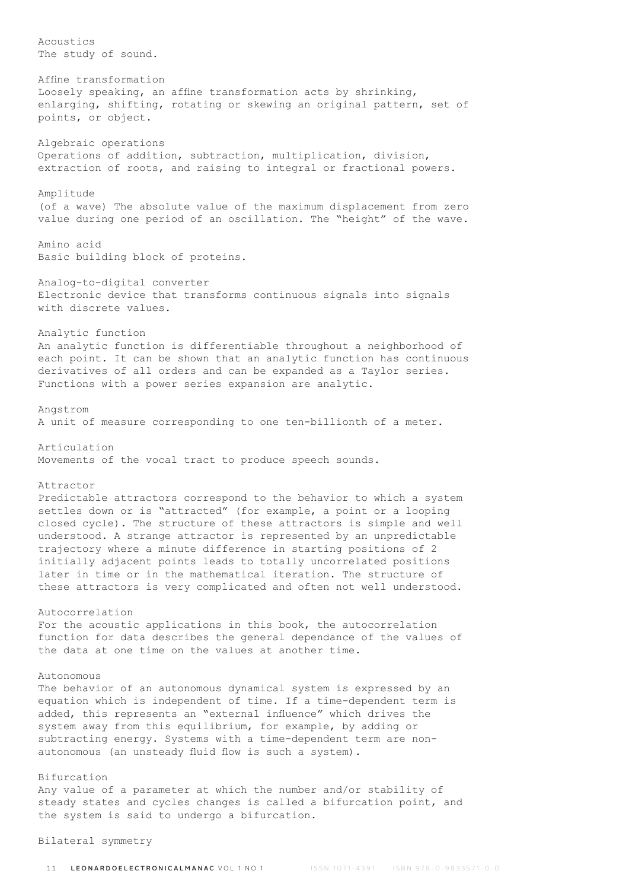Acoustics
The study of sound.

Affine transformation
Loosely speaking, an affine transformation acts by shrinking, enlarging, shifting, rotating or skewing an original pattern, set of points, or object.

Algebraic operations
Operations of addition, subtraction, multiplication, division, extraction of roots, and raising to integral or fractional powers.

Amplitude
(of a wave) The absolute value of the maximum displacement from zero value during one period of an oscillation. The "height" of the wave.

Amino acid
Basic building block of proteins.

Analog-to-digital converter
Electronic device that transforms continuous signals into signals with discrete values.

Analytic function
An analytic function is differentiable throughout a neighborhood of each point. It can be shown that an analytic function has continuous derivatives of all orders and can be expanded as a Taylor series. Functions with a power series expansion are analytic.

Angstrom
A unit of measure corresponding to one ten-billionth of a meter.

Articulation
Movements of the vocal tract to produce speech sounds.

Attractor
Predictable attractors correspond to the behavior to which a system settles down or is "attracted" (for example, a point or a looping closed cycle). The structure of these attractors is simple and well understood. A strange attractor is represented by an unpredictable trajectory where a minute difference in starting positions of 2 initially adjacent points leads to totally uncorrelated positions later in time or in the mathematical iteration. The structure of these attractors is very complicated and often not well understood.

Autocorrelation
For the acoustic applications in this book, the autocorrelation function for data describes the general dependance of the values of the data at one time on the values at another time.

Autonomous
The behavior of an autonomous dynamical system is expressed by an equation which is independent of time. If a time-dependent term is added, this represents an "external influence" which drives the system away from this equilibrium, for example, by adding or subtracting energy. Systems with a time-dependent term are non-autonomous (an unsteady fluid flow is such a system).

Bifurcation
Any value of a parameter at which the number and/or stability of steady states and cycles changes is called a bifurcation point, and the system is said to undergo a bifurcation.

Bilateral symmetry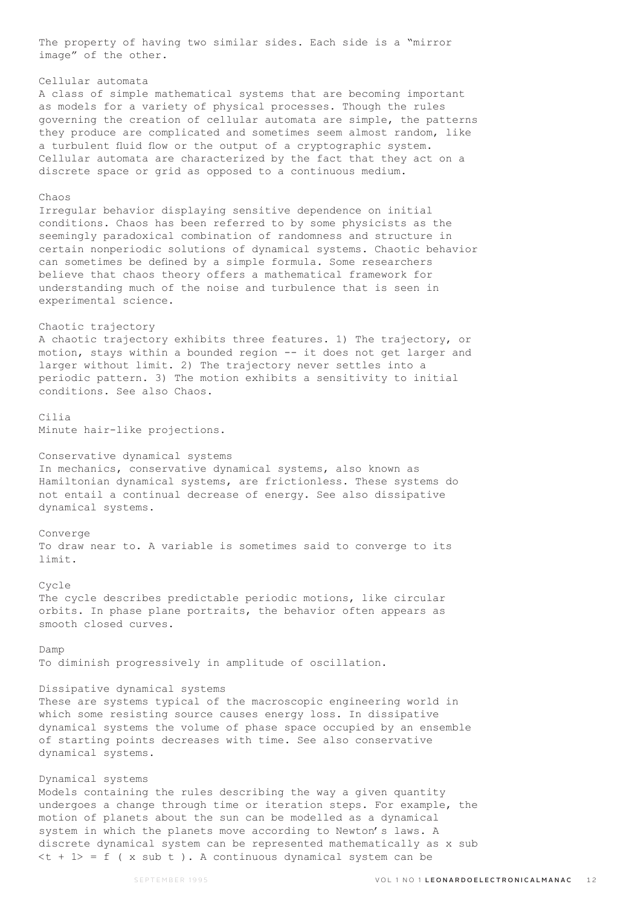The property of having two similar sides. Each side is a "mirror image" of the other.

### Cellular automata

A class of simple mathematical systems that are becoming important as models for a variety of physical processes. Though the rules governing the creation of cellular automata are simple, the patterns they produce are complicated and sometimes seem almost random, like a turbulent fluid flow or the output of a cryptographic system. Cellular automata are characterized by the fact that they act on a discrete space or grid as opposed to a continuous medium.

### Chaos

Irregular behavior displaying sensitive dependence on initial conditions. Chaos has been referred to by some physicists as the seemingly paradoxical combination of randomness and structure in certain nonperiodic solutions of dynamical systems. Chaotic behavior can sometimes be defined by a simple formula. Some researchers believe that chaos theory offers a mathematical framework for understanding much of the noise and turbulence that is seen in experimental science.

### Chaotic trajectory

A chaotic trajectory exhibits three features. 1) The trajectory, or motion, stays within a bounded region -- it does not get larger and larger without limit. 2) The trajectory never settles into a periodic pattern. 3) The motion exhibits a sensitivity to initial conditions. See also Chaos.

### Cilia

Minute hair-like projections.

### Conservative dynamical systems

In mechanics, conservative dynamical systems, also known as Hamiltonian dynamical systems, are frictionless. These systems do not entail a continual decrease of energy. See also dissipative dynamical systems.

### Converge

To draw near to. A variable is sometimes said to converge to its limit.

### Cycle

The cycle describes predictable periodic motions, like circular orbits. In phase plane portraits, the behavior often appears as smooth closed curves.

### Damp

To diminish progressively in amplitude of oscillation.

### Dissipative dynamical systems

These are systems typical of the macroscopic engineering world in which some resisting source causes energy loss. In dissipative dynamical systems the volume of phase space occupied by an ensemble of starting points decreases with time. See also conservative dynamical systems.

### Dynamical systems

Models containing the rules describing the way a given quantity undergoes a change through time or iteration steps. For example, the motion of planets about the sun can be modelled as a dynamical system in which the planets move according to Newton's laws. A discrete dynamical system can be represented mathematically as x sub <t + 1> = f ( x sub t ). A continuous dynamical system can be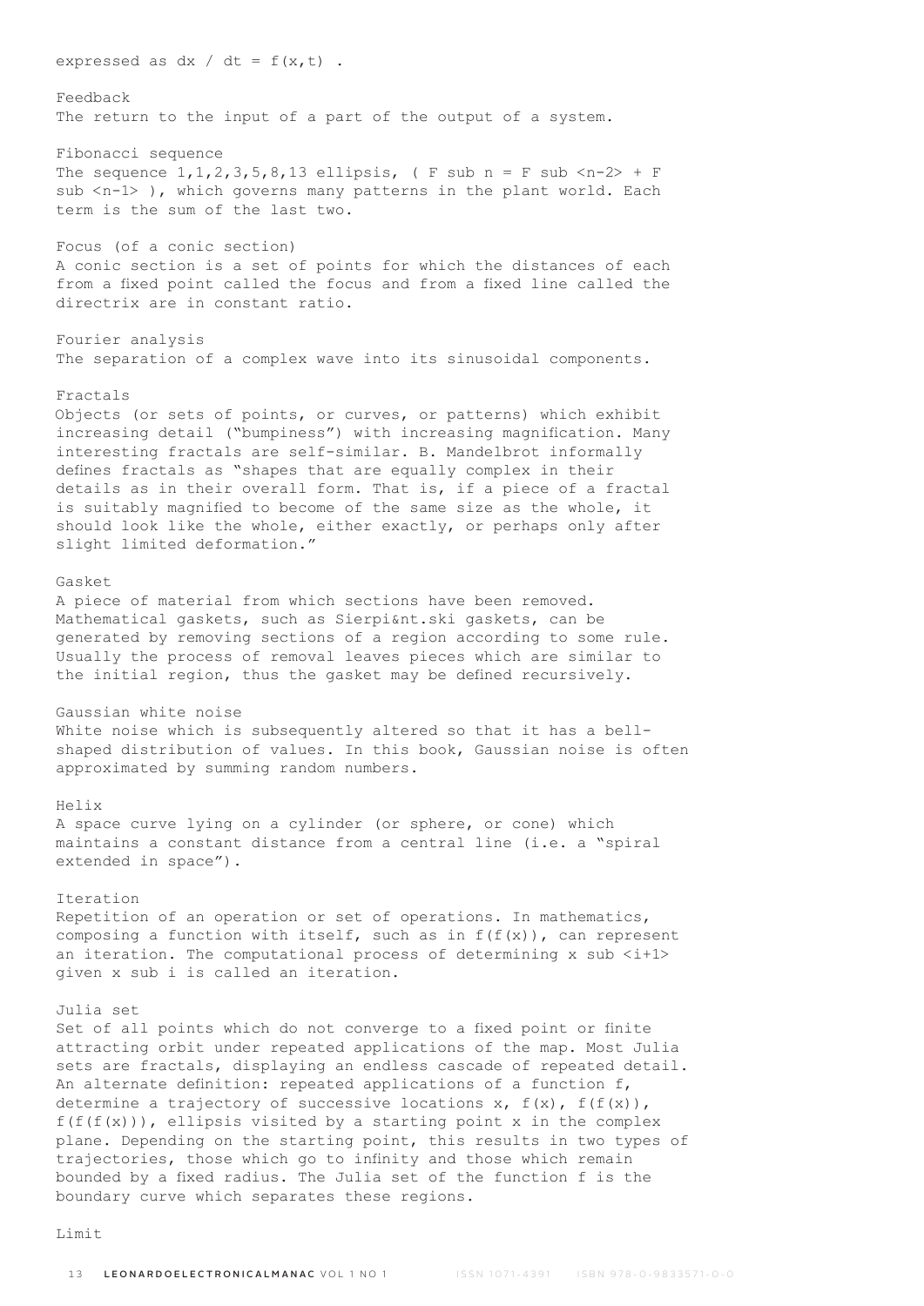expressed as $dx / dt = f(x,t)$ .

### Feedback

The return to the input of a part of the output of a system.

### Fibonacci sequence

The sequence 1,1,2,3,5,8,13 ellipsis, ( $F_n = F_{n-2} + F_{n-1}$ ), which governs many patterns in the plant world. Each term is the sum of the last two.

### Focus (of a conic section)

A conic section is a set of points for which the distances of each from a fixed point called the focus and from a fixed line called the directrix are in constant ratio.

### Fourier analysis

The separation of a complex wave into its sinusoidal components.

### Fractals

Objects (or sets of points, or curves, or patterns) which exhibit increasing detail ("bumpiness") with increasing magnification. Many interesting fractals are self-similar. B. Mandelbrot informally defines fractals as "shapes that are equally complex in their details as in their overall form. That is, if a piece of a fractal is suitably magnified to become of the same size as the whole, it should look like the whole, either exactly, or perhaps only after slight limited deformation."

### Gasket

A piece of material from which sections have been removed. Mathematical gaskets, such as Sierpi&nt.ski gaskets, can be generated by removing sections of a region according to some rule. Usually the process of removal leaves pieces which are similar to the initial region, thus the gasket may be defined recursively.

### Gaussian white noise

White noise which is subsequently altered so that it has a bell-shaped distribution of values. In this book, Gaussian noise is often approximated by summing random numbers.

### Helix

A space curve lying on a cylinder (or sphere, or cone) which maintains a constant distance from a central line (i.e. a "spiral extended in space").

### Iteration

Repetition of an operation or set of operations. In mathematics, composing a function with itself, such as in $f(f(x))$, can represent an iteration. The computational process of determining $x_{i+1}$ given $x_i$ is called an iteration.

### Julia set

Set of all points which do not converge to a fixed point or finite attracting orbit under repeated applications of the map. Most Julia sets are fractals, displaying an endless cascade of repeated detail. An alternate definition: repeated applications of a function f, determine a trajectory of successive locations $x$, $f(x)$, $f(f(x))$, $f(f(f(x)))$, ellipsis visited by a starting point x in the complex plane. Depending on the starting point, this results in two types of trajectories, those which go to infinity and those which remain bounded by a fixed radius. The Julia set of the function f is the boundary curve which separates these regions.

### Limit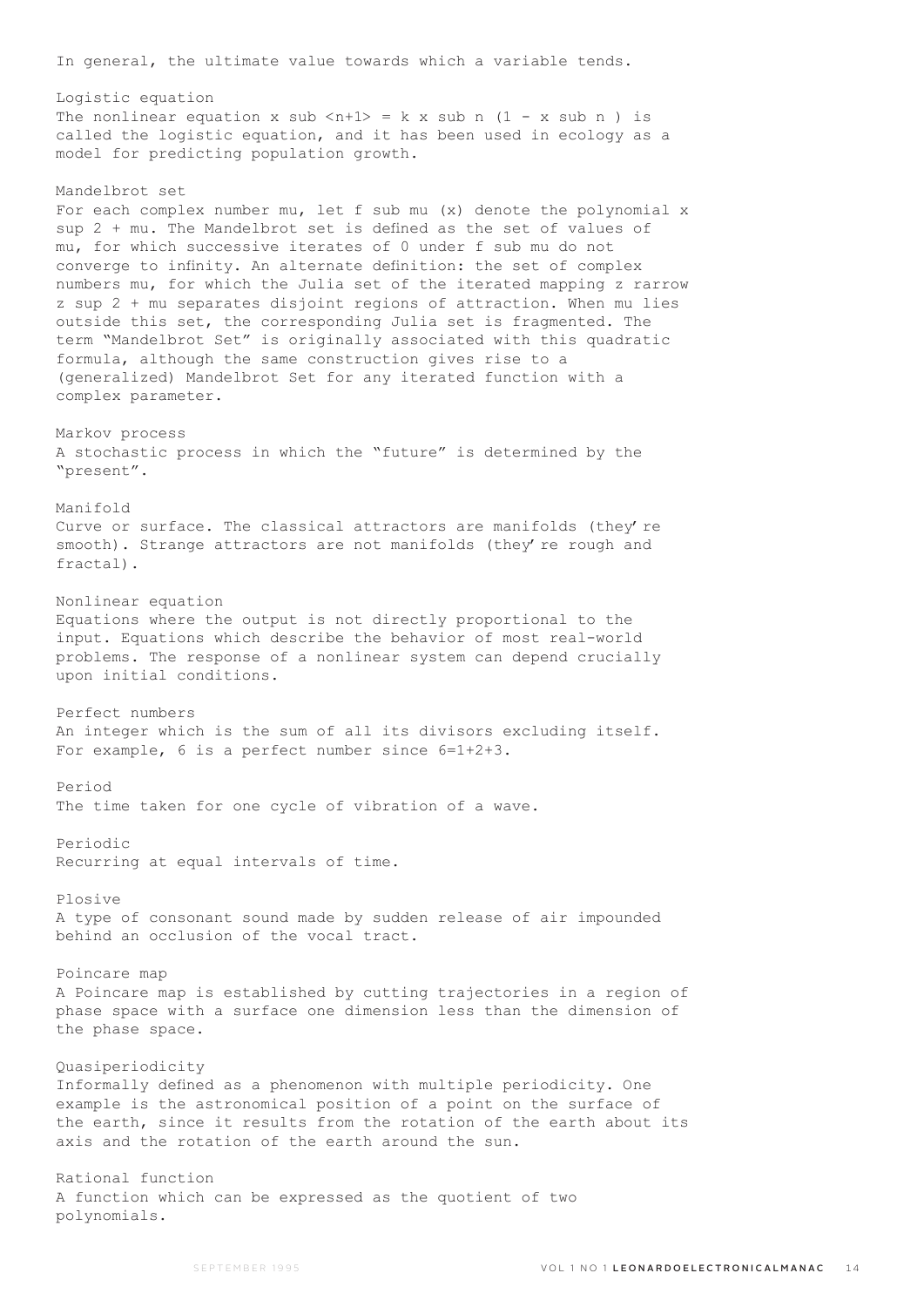In general, the ultimate value towards which a variable tends.

**Logistic equation**
The nonlinear equation $x_{n+1} = k x_n (1 - x_n)$ is called the logistic equation, and it has been used in ecology as a model for predicting population growth.

**Mandelbrot set**
For each complex number $\mu$, let $f_\mu(x)$ denote the polynomial $x^2 + \mu$. The Mandelbrot set is defined as the set of values of $\mu$, for which successive iterates of 0 under $f_\mu$ do not converge to infinity. An alternate definition: the set of complex numbers $\mu$, for which the Julia set of the iterated mapping $z \rightarrow z^2 + \mu$ separates disjoint regions of attraction. When $\mu$ lies outside this set, the corresponding Julia set is fragmented. The term "Mandelbrot Set" is originally associated with this quadratic formula, although the same construction gives rise to a (generalized) Mandelbrot Set for any iterated function with a complex parameter.

**Markov process**
A stochastic process in which the "future" is determined by the "present".

**Manifold**
Curve or surface. The classical attractors are manifolds (they're smooth). Strange attractors are not manifolds (they're rough and fractal).

**Nonlinear equation**
Equations where the output is not directly proportional to the input. Equations which describe the behavior of most real-world problems. The response of a nonlinear system can depend crucially upon initial conditions.

**Perfect numbers**
An integer which is the sum of all its divisors excluding itself. For example, 6 is a perfect number since $6=1+2+3$.

**Period**
The time taken for one cycle of vibration of a wave.

**Periodic**
Recurring at equal intervals of time.

**Plosive**
A type of consonant sound made by sudden release of air impounded behind an occlusion of the vocal tract.

**Poincare map**
A Poincare map is established by cutting trajectories in a region of phase space with a surface one dimension less than the dimension of the phase space.

**Quasiperiodicity**
Informally defined as a phenomenon with multiple periodicity. One example is the astronomical position of a point on the surface of the earth, since it results from the rotation of the earth about its axis and the rotation of the earth around the sun.

**Rational function**
A function which can be expressed as the quotient of two polynomials.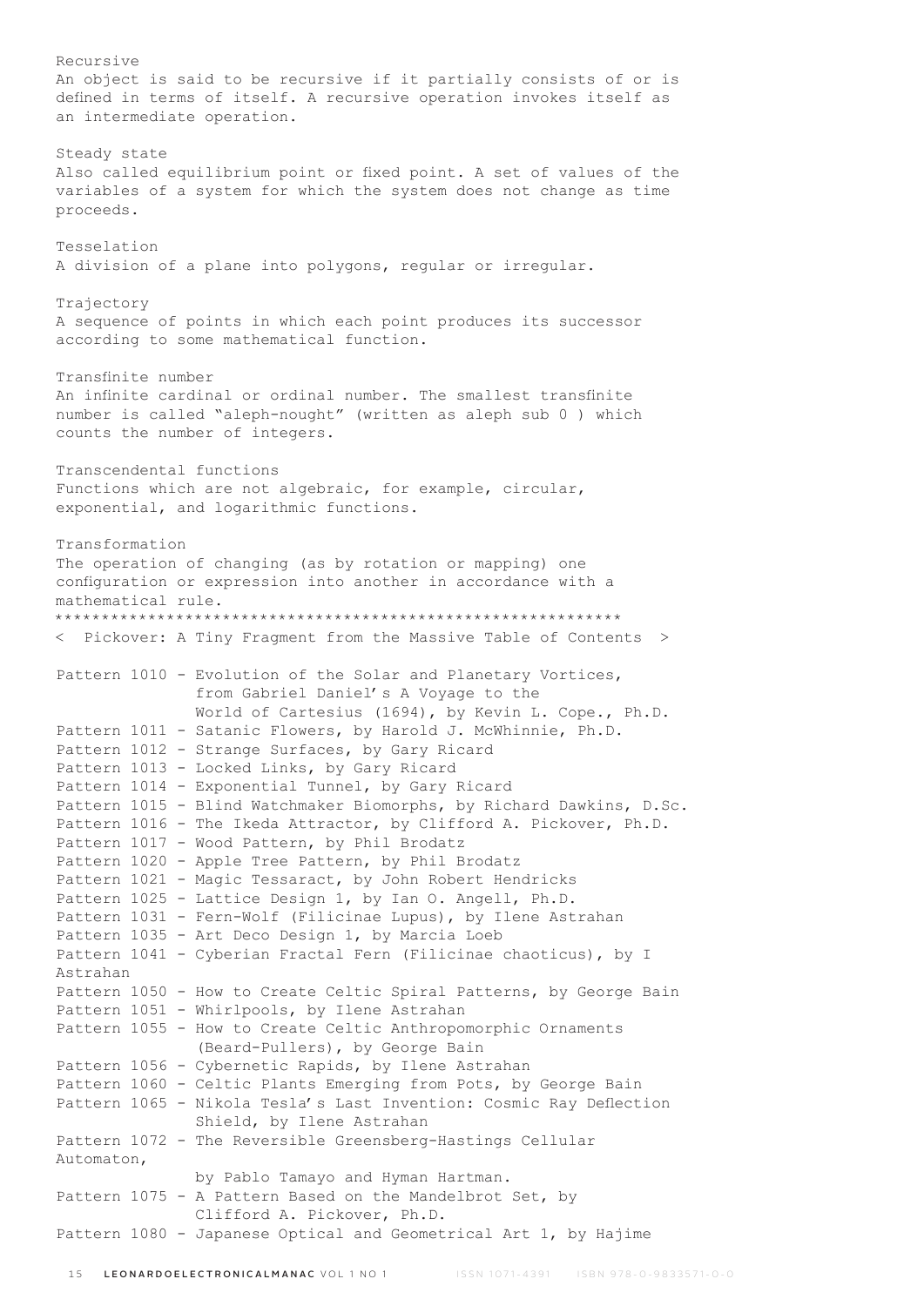Recursive
An object is said to be recursive if it partially consists of or is defined in terms of itself. A recursive operation invokes itself as an intermediate operation.

Steady state
Also called equilibrium point or fixed point. A set of values of the variables of a system for which the system does not change as time proceeds.

Tesselation
A division of a plane into polygons, regular or irregular.

Trajectory
A sequence of points in which each point produces its successor according to some mathematical function.

Transfinite number
An infinite cardinal or ordinal number. The smallest transfinite number is called "aleph-nought" (written as aleph sub 0 ) which counts the number of integers.

Transcendental functions
Functions which are not algebraic, for example, circular, exponential, and logarithmic functions.

Transformation
The operation of changing (as by rotation or mapping) one configuration or expression into another in accordance with a mathematical rule.
************************************************************
< Pickover: A Tiny Fragment from the Massive Table of Contents >

Pattern 1010 - Evolution of the Solar and Planetary Vortices, from Gabriel Daniel's A Voyage to the World of Cartesius (1694), by Kevin L. Cope., Ph.D.
Pattern 1011 - Satanic Flowers, by Harold J. McWhinnie, Ph.D.
Pattern 1012 - Strange Surfaces, by Gary Ricard
Pattern 1013 - Locked Links, by Gary Ricard
Pattern 1014 - Exponential Tunnel, by Gary Ricard
Pattern 1015 - Blind Watchmaker Biomorphs, by Richard Dawkins, D.Sc.
Pattern 1016 - The Ikeda Attractor, by Clifford A. Pickover, Ph.D.
Pattern 1017 - Wood Pattern, by Phil Brodatz
Pattern 1020 - Apple Tree Pattern, by Phil Brodatz
Pattern 1021 - Magic Tessaract, by John Robert Hendricks
Pattern 1025 - Lattice Design 1, by Ian O. Angell, Ph.D.
Pattern 1031 - Fern-Wolf (Filicinae Lupus), by Ilene Astrahan
Pattern 1035 - Art Deco Design 1, by Marcia Loeb
Pattern 1041 - Cyberian Fractal Fern (Filicinae chaoticus), by I Astrahan
Pattern 1050 - How to Create Celtic Spiral Patterns, by George Bain
Pattern 1051 - Whirlpools, by Ilene Astrahan
Pattern 1055 - How to Create Celtic Anthropomorphic Ornaments (Beard-Pullers), by George Bain
Pattern 1056 - Cybernetic Rapids, by Ilene Astrahan
Pattern 1060 - Celtic Plants Emerging from Pots, by George Bain
Pattern 1065 - Nikola Tesla's Last Invention: Cosmic Ray Deflection Shield, by Ilene Astrahan
Pattern 1072 - The Reversible Greensberg-Hastings Cellular Automaton, by Pablo Tamayo and Hyman Hartman.
Pattern 1075 - A Pattern Based on the Mandelbrot Set, by Clifford A. Pickover, Ph.D.
Pattern 1080 - Japanese Optical and Geometrical Art 1, by Hajime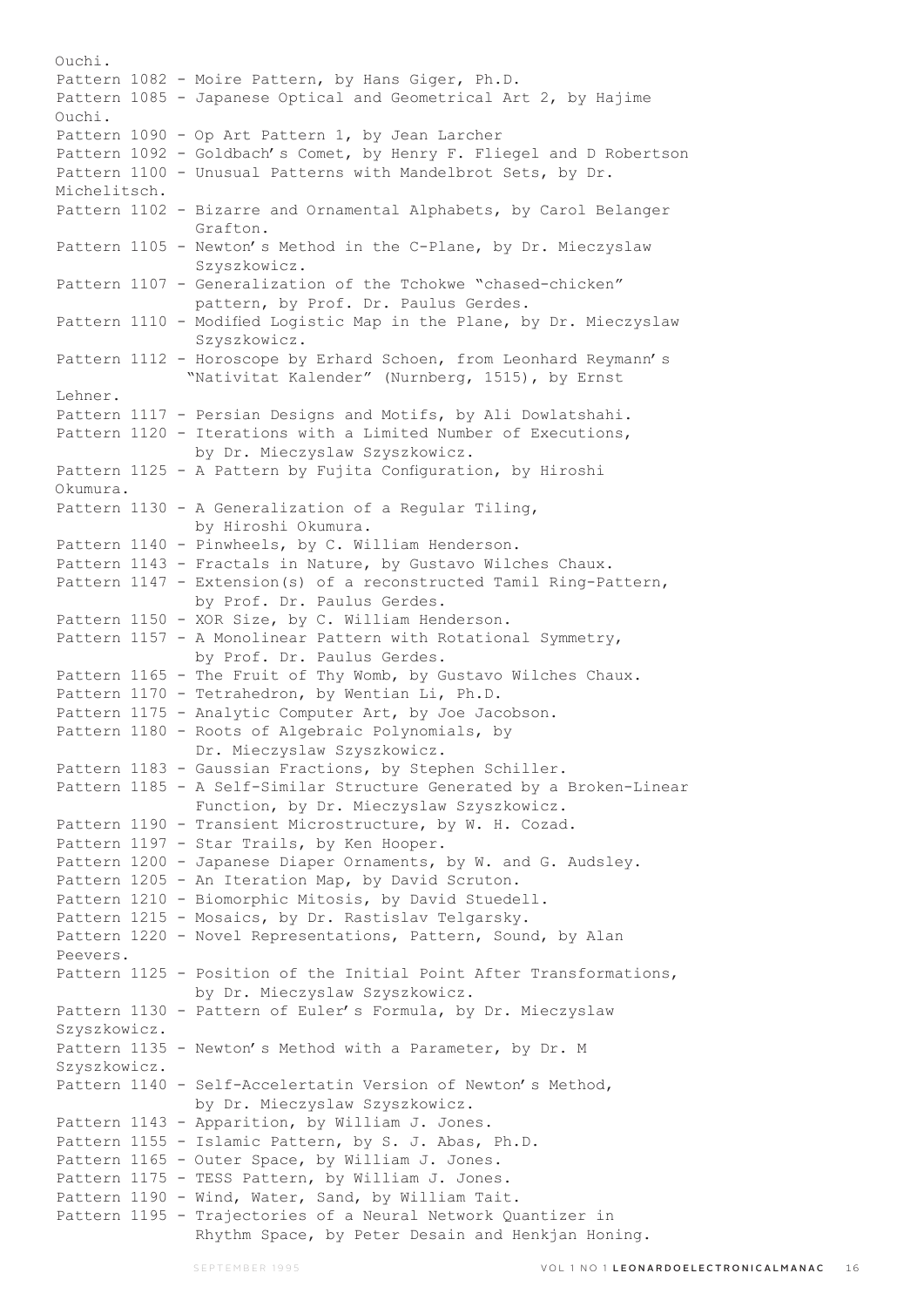Ouchi.

Pattern 1082 - Moire Pattern, by Hans Giger, Ph.D.

Pattern 1085 - Japanese Optical and Geometrical Art 2, by Hajime Ouchi.

Pattern 1090 - Op Art Pattern 1, by Jean Larcher

Pattern 1092 - Goldbach's Comet, by Henry F. Fliegel and D Robertson

Pattern 1100 - Unusual Patterns with Mandelbrot Sets, by Dr. Michelitsch.

Pattern 1102 - Bizarre and Ornamental Alphabets, by Carol Belanger Grafton.

Pattern 1105 - Newton's Method in the C-Plane, by Dr. Mieczyslaw Szyszkowicz.

Pattern 1107 - Generalization of the Tchokwe "chased-chicken" pattern, by Prof. Dr. Paulus Gerdes.

Pattern 1110 - Modified Logistic Map in the Plane, by Dr. Mieczyslaw Szyszkowicz.

Pattern 1112 - Horoscope by Erhard Schoen, from Leonhard Reymann's "Nativitat Kalender" (Nurnberg, 1515), by Ernst Lehner.

Pattern 1117 - Persian Designs and Motifs, by Ali Dowlatshahi.

Pattern 1120 - Iterations with a Limited Number of Executions, by Dr. Mieczyslaw Szyszkowicz.

Pattern 1125 - A Pattern by Fujita Configuration, by Hiroshi Okumura.

Pattern 1130 - A Generalization of a Regular Tiling, by Hiroshi Okumura.

Pattern 1140 - Pinwheels, by C. William Henderson.

Pattern 1143 - Fractals in Nature, by Gustavo Wilches Chaux.

Pattern 1147 - Extension(s) of a reconstructed Tamil Ring-Pattern, by Prof. Dr. Paulus Gerdes.

Pattern 1150 - XOR Size, by C. William Henderson.

Pattern 1157 - A Monolinear Pattern with Rotational Symmetry, by Prof. Dr. Paulus Gerdes.

Pattern 1165 - The Fruit of Thy Womb, by Gustavo Wilches Chaux.

Pattern 1170 - Tetrahedron, by Wentian Li, Ph.D.

Pattern 1175 - Analytic Computer Art, by Joe Jacobson.

Pattern 1180 - Roots of Algebraic Polynomials, by Dr. Mieczyslaw Szyszkowicz.

Pattern 1183 - Gaussian Fractions, by Stephen Schiller.

Pattern 1185 - A Self-Similar Structure Generated by a Broken-Linear Function, by Dr. Mieczyslaw Szyszkowicz.

Pattern 1190 - Transient Microstructure, by W. H. Cozad.

Pattern 1197 - Star Trails, by Ken Hooper.

Pattern 1200 - Japanese Diaper Ornaments, by W. and G. Audsley.

Pattern 1205 - An Iteration Map, by David Scruton.

Pattern 1210 - Biomorphic Mitosis, by David Stuedell.

Pattern 1215 - Mosaics, by Dr. Rastislav Telgarsky.

Pattern 1220 - Novel Representations, Pattern, Sound, by Alan Peevers.

Pattern 1125 - Position of the Initial Point After Transformations, by Dr. Mieczyslaw Szyszkowicz.

Pattern 1130 - Pattern of Euler's Formula, by Dr. Mieczyslaw Szyszkowicz.

Pattern 1135 - Newton's Method with a Parameter, by Dr. M Szyszkowicz.

Pattern 1140 - Self-Accelertatin Version of Newton's Method, by Dr. Mieczyslaw Szyszkowicz.

Pattern 1143 - Apparition, by William J. Jones.

Pattern 1155 - Islamic Pattern, by S. J. Abas, Ph.D.

Pattern 1165 - Outer Space, by William J. Jones.

Pattern 1175 - TESS Pattern, by William J. Jones.

Pattern 1190 - Wind, Water, Sand, by William Tait.

Pattern 1195 - Trajectories of a Neural Network Quantizer in Rhythm Space, by Peter Desain and Henkjan Honing.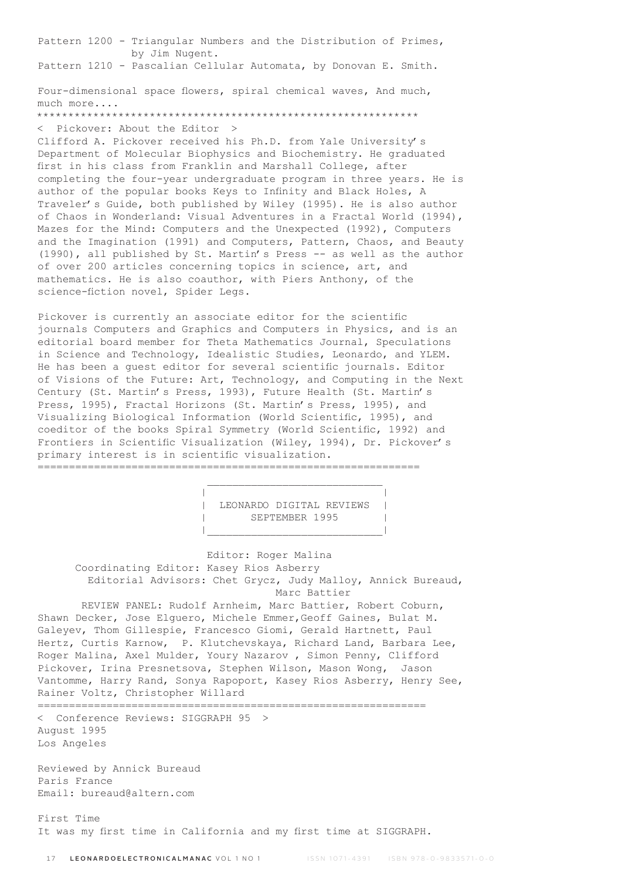Pattern 1200 - Triangular Numbers and the Distribution of Primes, by Jim Nugent.
Pattern 1210 - Pascalian Cellular Automata, by Donovan E. Smith.

Four-dimensional space flowers, spiral chemical waves, And much, much more....

************************************************************

< Pickover: About the Editor >

Clifford A. Pickover received his Ph.D. from Yale University's Department of Molecular Biophysics and Biochemistry. He graduated first in his class from Franklin and Marshall College, after completing the four-year undergraduate program in three years. He is author of the popular books Keys to Infinity and Black Holes, A Traveler's Guide, both published by Wiley (1995). He is also author of Chaos in Wonderland: Visual Adventures in a Fractal World (1994), Mazes for the Mind: Computers and the Unexpected (1992), Computers and the Imagination (1991) and Computers, Pattern, Chaos, and Beauty (1990), all published by St. Martin's Press -- as well as the author of over 200 articles concerning topics in science, art, and mathematics. He is also coauthor, with Piers Anthony, of the science-fiction novel, Spider Legs.

Pickover is currently an associate editor for the scientific journals Computers and Graphics and Computers in Physics, and is an editorial board member for Theta Mathematics Journal, Speculations in Science and Technology, Idealistic Studies, Leonardo, and YLEM. He has been a guest editor for several scientific journals. Editor of Visions of the Future: Art, Technology, and Computing in the Next Century (St. Martin's Press, 1993), Future Health (St. Martin's Press, 1995), Fractal Horizons (St. Martin's Press, 1995), and Visualizing Biological Information (World Scientific, 1995), and coeditor of the books Spiral Symmetry (World Scientific, 1992) and Frontiers in Scientific Visualization (Wiley, 1994), Dr. Pickover's primary interest is in scientific visualization.

============================================================

## LEONARDO DIGITAL REVIEWS
## SEPTEMBER 1995

Editor: Roger Malina
Coordinating Editor: Kasey Rios Asberry
Editorial Advisors: Chet Grycz, Judy Malloy, Annick Bureaud, Marc Battier

REVIEW PANEL: Rudolf Arnheim, Marc Battier, Robert Coburn, Shawn Decker, Jose Elguero, Michele Emmer, Geoff Gaines, Bulat M. Galeyev, Thom Gillespie, Francesco Giomi, Gerald Hartnett, Paul Hertz, Curtis Karnow, P. Klutchevskaya, Richard Land, Barbara Lee, Roger Malina, Axel Mulder, Youry Nazarov , Simon Penny, Clifford Pickover, Irina Presnetsova, Stephen Wilson, Mason Wong, Jason Vantomme, Harry Rand, Sonya Rapoport, Kasey Rios Asberry, Henry See, Rainer Voltz, Christopher Willard

============================================================

< Conference Reviews: SIGGRAPH 95 >

August 1995
Los Angeles

Reviewed by Annick Bureaud
Paris France
Email: bureaud@altern.com

First Time
It was my first time in California and my first time at SIGGRAPH.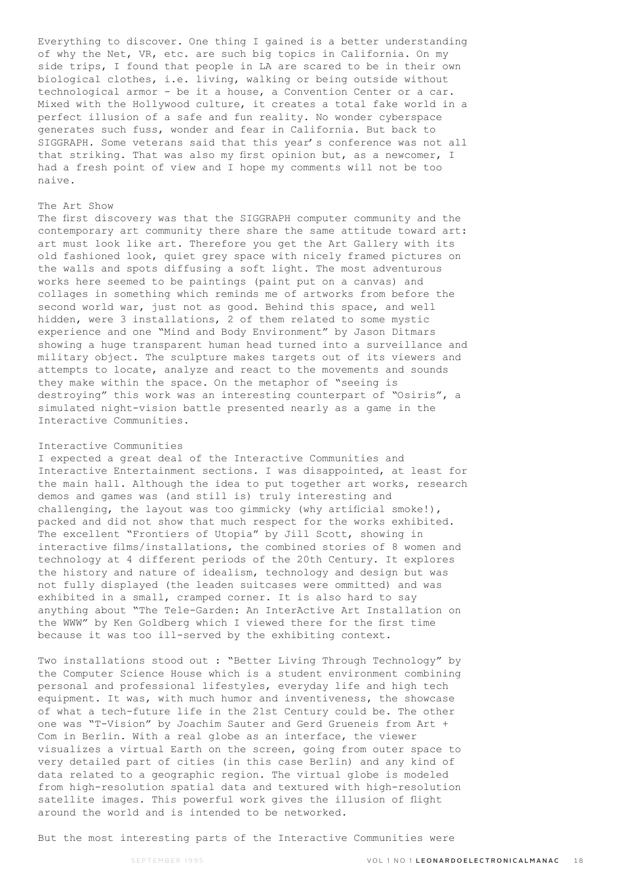Everything to discover. One thing I gained is a better understanding of why the Net, VR, etc. are such big topics in California. On my side trips, I found that people in LA are scared to be in their own biological clothes, i.e. living, walking or being outside without technological armor - be it a house, a Convention Center or a car. Mixed with the Hollywood culture, it creates a total fake world in a perfect illusion of a safe and fun reality. No wonder cyberspace generates such fuss, wonder and fear in California. But back to SIGGRAPH. Some veterans said that this year's conference was not all that striking. That was also my first opinion but, as a newcomer, I had a fresh point of view and I hope my comments will not be too naive.

## The Art Show

The first discovery was that the SIGGRAPH computer community and the contemporary art community there share the same attitude toward art: art must look like art. Therefore you get the Art Gallery with its old fashioned look, quiet grey space with nicely framed pictures on the walls and spots diffusing a soft light. The most adventurous works here seemed to be paintings (paint put on a canvas) and collages in something which reminds me of artworks from before the second world war, just not as good. Behind this space, and well hidden, were 3 installations, 2 of them related to some mystic experience and one "Mind and Body Environment" by Jason Ditmars showing a huge transparent human head turned into a surveillance and military object. The sculpture makes targets out of its viewers and attempts to locate, analyze and react to the movements and sounds they make within the space. On the metaphor of "seeing is destroying" this work was an interesting counterpart of "Osiris", a simulated night-vision battle presented nearly as a game in the Interactive Communities.

## Interactive Communities

I expected a great deal of the Interactive Communities and Interactive Entertainment sections. I was disappointed, at least for the main hall. Although the idea to put together art works, research demos and games was (and still is) truly interesting and challenging, the layout was too gimmicky (why artificial smoke!), packed and did not show that much respect for the works exhibited. The excellent "Frontiers of Utopia" by Jill Scott, showing in interactive films/installations, the combined stories of 8 women and technology at 4 different periods of the 20th Century. It explores the history and nature of idealism, technology and design but was not fully displayed (the leaden suitcases were ommitted) and was exhibited in a small, cramped corner. It is also hard to say anything about "The Tele-Garden: An InterActive Art Installation on the WWW" by Ken Goldberg which I viewed there for the first time because it was too ill-served by the exhibiting context.

Two installations stood out : "Better Living Through Technology" by the Computer Science House which is a student environment combining personal and professional lifestyles, everyday life and high tech equipment. It was, with much humor and inventiveness, the showcase of what a tech-future life in the 21st Century could be. The other one was "T-Vision" by Joachim Sauter and Gerd Grueneis from Art + Com in Berlin. With a real globe as an interface, the viewer visualizes a virtual Earth on the screen, going from outer space to very detailed part of cities (in this case Berlin) and any kind of data related to a geographic region. The virtual globe is modeled from high-resolution spatial data and textured with high-resolution satellite images. This powerful work gives the illusion of flight around the world and is intended to be networked.

But the most interesting parts of the Interactive Communities were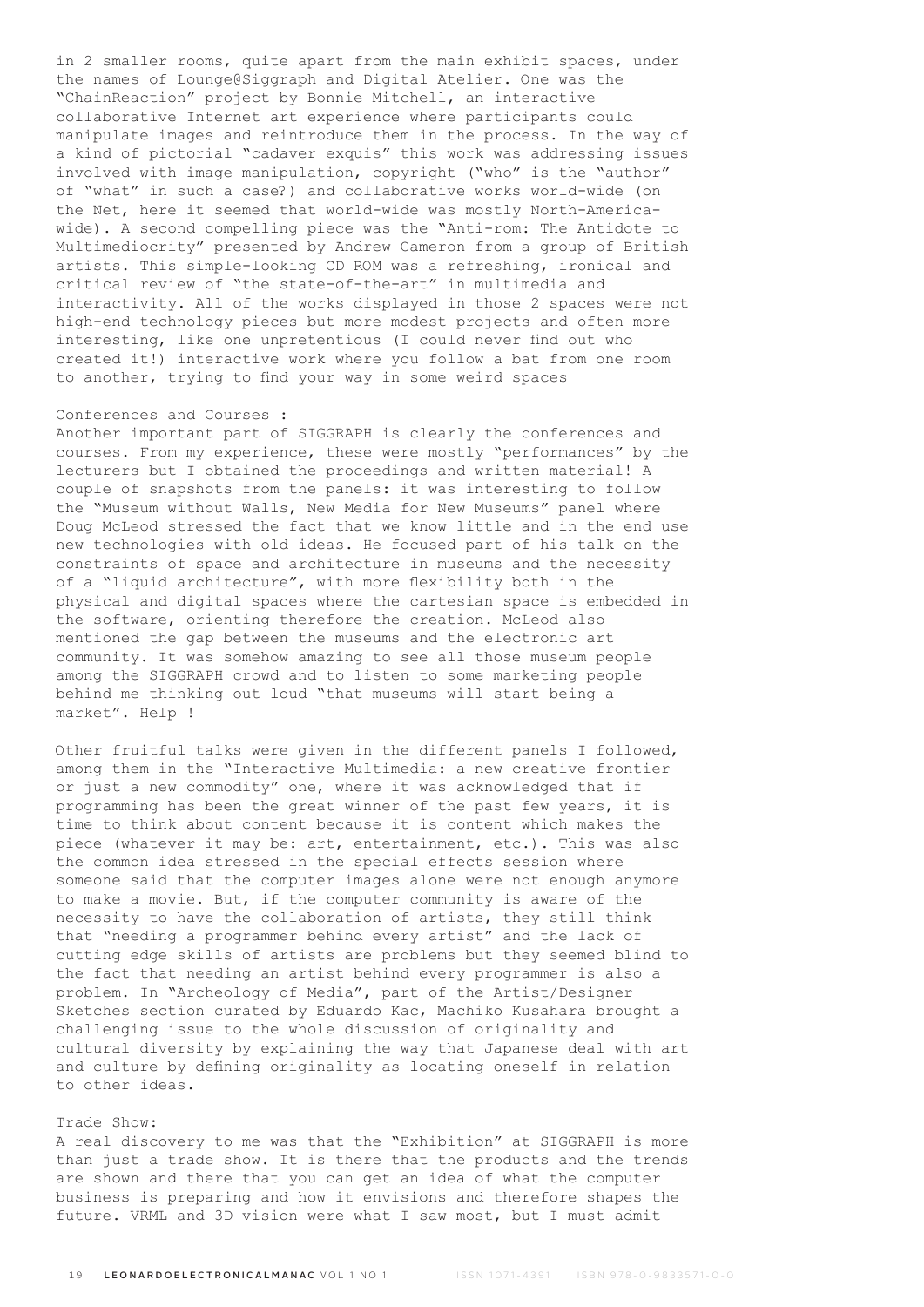in 2 smaller rooms, quite apart from the main exhibit spaces, under the names of Lounge@Siggraph and Digital Atelier. One was the "ChainReaction" project by Bonnie Mitchell, an interactive collaborative Internet art experience where participants could manipulate images and reintroduce them in the process. In the way of a kind of pictorial "cadaver exquis" this work was addressing issues involved with image manipulation, copyright ("who" is the "author" of "what" in such a case?) and collaborative works world-wide (on the Net, here it seemed that world-wide was mostly North-America-wide). A second compelling piece was the "Anti-rom: The Antidote to Multimediocrity" presented by Andrew Cameron from a group of British artists. This simple-looking CD ROM was a refreshing, ironical and critical review of "the state-of-the-art" in multimedia and interactivity. All of the works displayed in those 2 spaces were not high-end technology pieces but more modest projects and often more interesting, like one unpretentious (I could never find out who created it!) interactive work where you follow a bat from one room to another, trying to find your way in some weird spaces

Conferences and Courses :

Another important part of SIGGRAPH is clearly the conferences and courses. From my experience, these were mostly "performances" by the lecturers but I obtained the proceedings and written material! A couple of snapshots from the panels: it was interesting to follow the "Museum without Walls, New Media for New Museums" panel where Doug McLeod stressed the fact that we know little and in the end use new technologies with old ideas. He focused part of his talk on the constraints of space and architecture in museums and the necessity of a "liquid architecture", with more flexibility both in the physical and digital spaces where the cartesian space is embedded in the software, orienting therefore the creation. McLeod also mentioned the gap between the museums and the electronic art community. It was somehow amazing to see all those museum people among the SIGGRAPH crowd and to listen to some marketing people behind me thinking out loud "that museums will start being a market". Help !

Other fruitful talks were given in the different panels I followed, among them in the "Interactive Multimedia: a new creative frontier or just a new commodity" one, where it was acknowledged that if programming has been the great winner of the past few years, it is time to think about content because it is content which makes the piece (whatever it may be: art, entertainment, etc.). This was also the common idea stressed in the special effects session where someone said that the computer images alone were not enough anymore to make a movie. But, if the computer community is aware of the necessity to have the collaboration of artists, they still think that "needing a programmer behind every artist" and the lack of cutting edge skills of artists are problems but they seemed blind to the fact that needing an artist behind every programmer is also a problem. In "Archeology of Media", part of the Artist/Designer Sketches section curated by Eduardo Kac, Machiko Kusahara brought a challenging issue to the whole discussion of originality and cultural diversity by explaining the way that Japanese deal with art and culture by defining originality as locating oneself in relation to other ideas.

Trade Show:

A real discovery to me was that the "Exhibition" at SIGGRAPH is more than just a trade show. It is there that the products and the trends are shown and there that you can get an idea of what the computer business is preparing and how it envisions and therefore shapes the future. VRML and 3D vision were what I saw most, but I must admit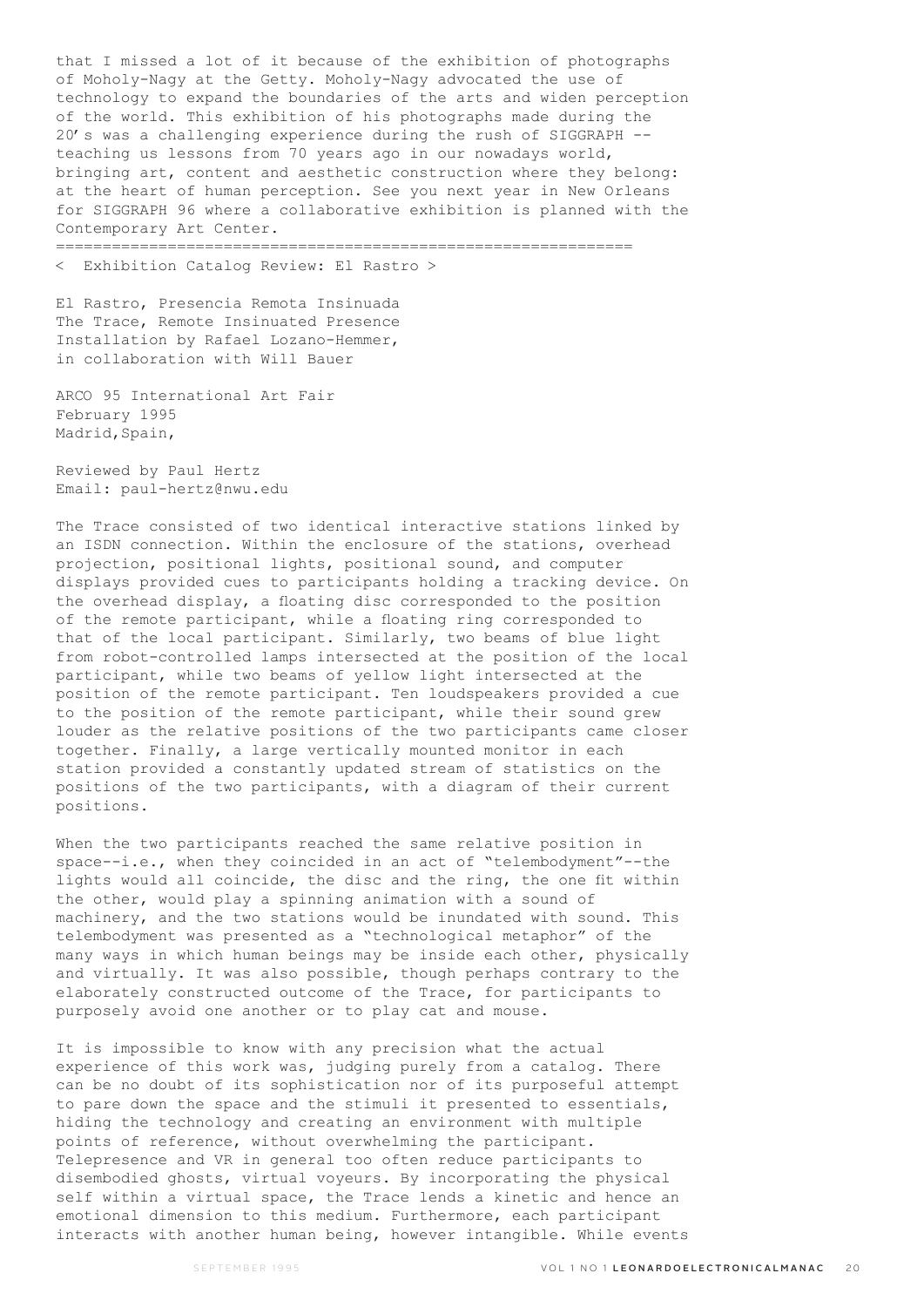that I missed a lot of it because of the exhibition of photographs of Moholy-Nagy at the Getty. Moholy-Nagy advocated the use of technology to expand the boundaries of the arts and widen perception of the world. This exhibition of his photographs made during the 20's was a challenging experience during the rush of SIGGRAPH -- teaching us lessons from 70 years ago in our nowadays world, bringing art, content and aesthetic construction where they belong: at the heart of human perception. See you next year in New Orleans for SIGGRAPH 96 where a collaborative exhibition is planned with the Contemporary Art Center.

===========================================================

< Exhibition Catalog Review: El Rastro >

El Rastro, Presencia Remota Insinuada
The Trace, Remote Insinuated Presence
Installation by Rafael Lozano-Hemmer,
in collaboration with Will Bauer

ARCO 95 International Art Fair
February 1995
Madrid,Spain,

Reviewed by Paul Hertz
Email: paul-hertz@nwu.edu

The Trace consisted of two identical interactive stations linked by an ISDN connection. Within the enclosure of the stations, overhead projection, positional lights, positional sound, and computer displays provided cues to participants holding a tracking device. On the overhead display, a floating disc corresponded to the position of the remote participant, while a floating ring corresponded to that of the local participant. Similarly, two beams of blue light from robot-controlled lamps intersected at the position of the local participant, while two beams of yellow light intersected at the position of the remote participant. Ten loudspeakers provided a cue to the position of the remote participant, while their sound grew louder as the relative positions of the two participants came closer together. Finally, a large vertically mounted monitor in each station provided a constantly updated stream of statistics on the positions of the two participants, with a diagram of their current positions.

When the two participants reached the same relative position in space--i.e., when they coincided in an act of "telembodyment"--the lights would all coincide, the disc and the ring, the one fit within the other, would play a spinning animation with a sound of machinery, and the two stations would be inundated with sound. This telembodyment was presented as a "technological metaphor" of the many ways in which human beings may be inside each other, physically and virtually. It was also possible, though perhaps contrary to the elaborately constructed outcome of the Trace, for participants to purposely avoid one another or to play cat and mouse.

It is impossible to know with any precision what the actual experience of this work was, judging purely from a catalog. There can be no doubt of its sophistication nor of its purposeful attempt to pare down the space and the stimuli it presented to essentials, hiding the technology and creating an environment with multiple points of reference, without overwhelming the participant. Telepresence and VR in general too often reduce participants to disembodied ghosts, virtual voyeurs. By incorporating the physical self within a virtual space, the Trace lends a kinetic and hence an emotional dimension to this medium. Furthermore, each participant interacts with another human being, however intangible. While events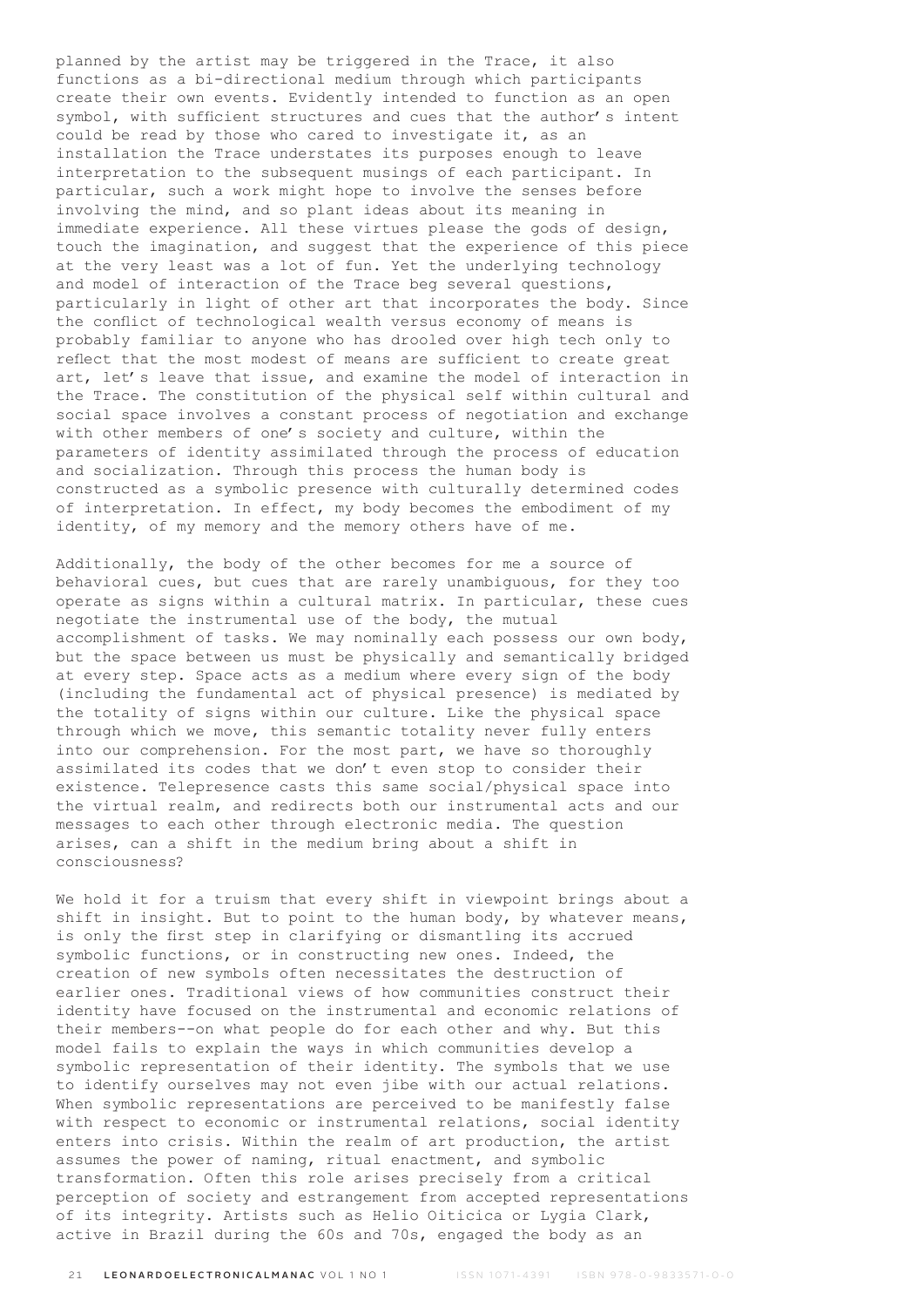planned by the artist may be triggered in the Trace, it also functions as a bi-directional medium through which participants create their own events. Evidently intended to function as an open symbol, with sufficient structures and cues that the author's intent could be read by those who cared to investigate it, as an installation the Trace understates its purposes enough to leave interpretation to the subsequent musings of each participant. In particular, such a work might hope to involve the senses before involving the mind, and so plant ideas about its meaning in immediate experience. All these virtues please the gods of design, touch the imagination, and suggest that the experience of this piece at the very least was a lot of fun. Yet the underlying technology and model of interaction of the Trace beg several questions, particularly in light of other art that incorporates the body. Since the conflict of technological wealth versus economy of means is probably familiar to anyone who has drooled over high tech only to reflect that the most modest of means are sufficient to create great art, let's leave that issue, and examine the model of interaction in the Trace. The constitution of the physical self within cultural and social space involves a constant process of negotiation and exchange with other members of one's society and culture, within the parameters of identity assimilated through the process of education and socialization. Through this process the human body is constructed as a symbolic presence with culturally determined codes of interpretation. In effect, my body becomes the embodiment of my identity, of my memory and the memory others have of me.

Additionally, the body of the other becomes for me a source of behavioral cues, but cues that are rarely unambiguous, for they too operate as signs within a cultural matrix. In particular, these cues negotiate the instrumental use of the body, the mutual accomplishment of tasks. We may nominally each possess our own body, but the space between us must be physically and semantically bridged at every step. Space acts as a medium where every sign of the body (including the fundamental act of physical presence) is mediated by the totality of signs within our culture. Like the physical space through which we move, this semantic totality never fully enters into our comprehension. For the most part, we have so thoroughly assimilated its codes that we don't even stop to consider their existence. Telepresence casts this same social/physical space into the virtual realm, and redirects both our instrumental acts and our messages to each other through electronic media. The question arises, can a shift in the medium bring about a shift in consciousness?

We hold it for a truism that every shift in viewpoint brings about a shift in insight. But to point to the human body, by whatever means, is only the first step in clarifying or dismantling its accrued symbolic functions, or in constructing new ones. Indeed, the creation of new symbols often necessitates the destruction of earlier ones. Traditional views of how communities construct their identity have focused on the instrumental and economic relations of their members--on what people do for each other and why. But this model fails to explain the ways in which communities develop a symbolic representation of their identity. The symbols that we use to identify ourselves may not even jibe with our actual relations. When symbolic representations are perceived to be manifestly false with respect to economic or instrumental relations, social identity enters into crisis. Within the realm of art production, the artist assumes the power of naming, ritual enactment, and symbolic transformation. Often this role arises precisely from a critical perception of society and estrangement from accepted representations of its integrity. Artists such as Helio Oiticica or Lygia Clark, active in Brazil during the 60s and 70s, engaged the body as an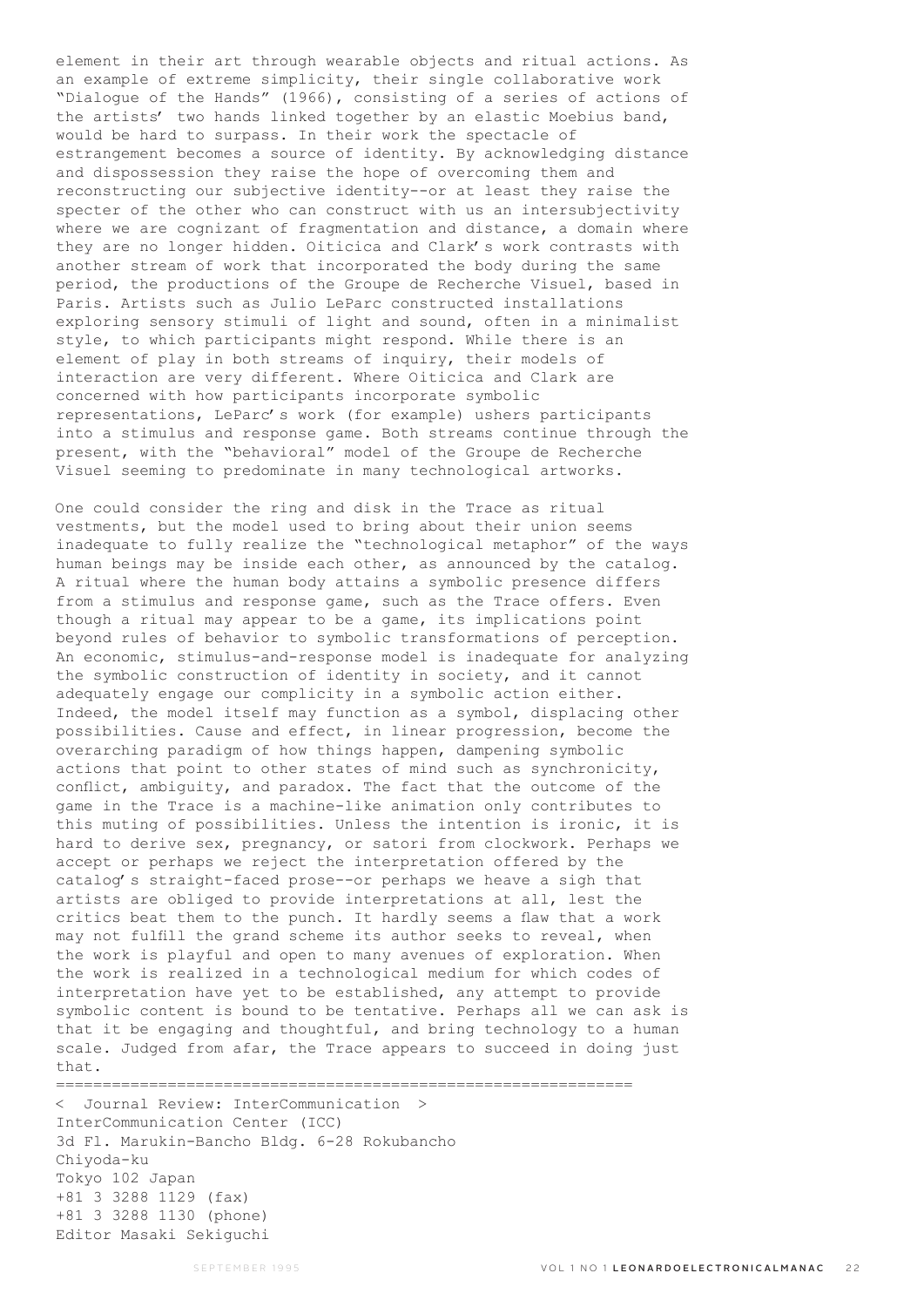element in their art through wearable objects and ritual actions. As an example of extreme simplicity, their single collaborative work "Dialogue of the Hands" (1966), consisting of a series of actions of the artists' two hands linked together by an elastic Moebius band, would be hard to surpass. In their work the spectacle of estrangement becomes a source of identity. By acknowledging distance and dispossession they raise the hope of overcoming them and reconstructing our subjective identity--or at least they raise the specter of the other who can construct with us an intersubjectivity where we are cognizant of fragmentation and distance, a domain where they are no longer hidden. Oiticica and Clark's work contrasts with another stream of work that incorporated the body during the same period, the productions of the Groupe de Recherche Visuel, based in Paris. Artists such as Julio LeParc constructed installations exploring sensory stimuli of light and sound, often in a minimalist style, to which participants might respond. While there is an element of play in both streams of inquiry, their models of interaction are very different. Where Oiticica and Clark are concerned with how participants incorporate symbolic representations, LeParc's work (for example) ushers participants into a stimulus and response game. Both streams continue through the present, with the "behavioral" model of the Groupe de Recherche Visuel seeming to predominate in many technological artworks.

One could consider the ring and disk in the Trace as ritual vestments, but the model used to bring about their union seems inadequate to fully realize the "technological metaphor" of the ways human beings may be inside each other, as announced by the catalog. A ritual where the human body attains a symbolic presence differs from a stimulus and response game, such as the Trace offers. Even though a ritual may appear to be a game, its implications point beyond rules of behavior to symbolic transformations of perception. An economic, stimulus-and-response model is inadequate for analyzing the symbolic construction of identity in society, and it cannot adequately engage our complicity in a symbolic action either. Indeed, the model itself may function as a symbol, displacing other possibilities. Cause and effect, in linear progression, become the overarching paradigm of how things happen, dampening symbolic actions that point to other states of mind such as synchronicity, conflict, ambiguity, and paradox. The fact that the outcome of the game in the Trace is a machine-like animation only contributes to this muting of possibilities. Unless the intention is ironic, it is hard to derive sex, pregnancy, or satori from clockwork. Perhaps we accept or perhaps we reject the interpretation offered by the catalog's straight-faced prose--or perhaps we heave a sigh that artists are obliged to provide interpretations at all, lest the critics beat them to the punch. It hardly seems a flaw that a work may not fulfill the grand scheme its author seeks to reveal, when the work is playful and open to many avenues of exploration. When the work is realized in a technological medium for which codes of interpretation have yet to be established, any attempt to provide symbolic content is bound to be tentative. Perhaps all we can ask is that it be engaging and thoughtful, and bring technology to a human scale. Judged from afar, the Trace appears to succeed in doing just that.

=============================================================

< Journal Review: InterCommunication >
InterCommunication Center (ICC)
3d Fl. Marukin-Bancho Bldg. 6-28 Rokubancho
Chiyoda-ku
Tokyo 102 Japan
+81 3 3288 1129 (fax)
+81 3 3288 1130 (phone)
Editor Masaki Sekiguchi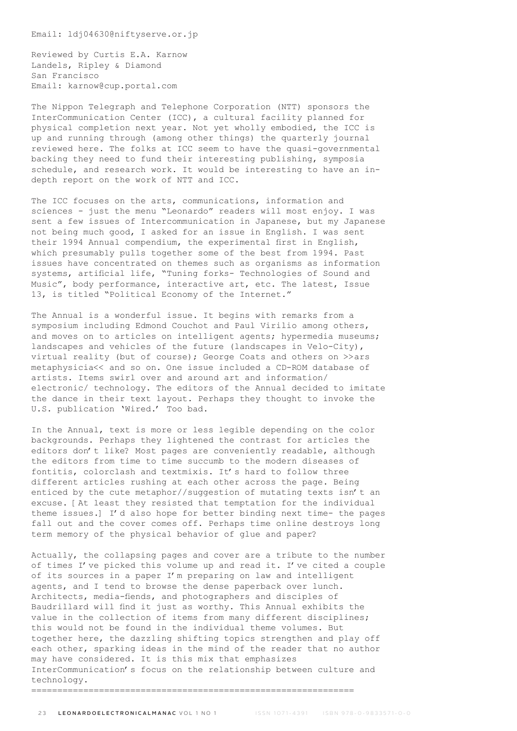Email: ldj04630@niftyserve.or.jp

Reviewed by Curtis E.A. Karnow
Landels, Ripley & Diamond
San Francisco
Email: karnow@cup.portal.com

The Nippon Telegraph and Telephone Corporation (NTT) sponsors the InterCommunication Center (ICC), a cultural facility planned for physical completion next year. Not yet wholly embodied, the ICC is up and running through (among other things) the quarterly journal reviewed here. The folks at ICC seem to have the quasi-governmental backing they need to fund their interesting publishing, symposia schedule, and research work. It would be interesting to have an in-depth report on the work of NTT and ICC.

The ICC focuses on the arts, communications, information and sciences - just the menu "Leonardo" readers will most enjoy. I was sent a few issues of Intercommunication in Japanese, but my Japanese not being much good, I asked for an issue in English. I was sent their 1994 Annual compendium, the experimental first in English, which presumably pulls together some of the best from 1994. Past issues have concentrated on themes such as organisms as information systems, artificial life, "Tuning forks- Technologies of Sound and Music", body performance, interactive art, etc. The latest, Issue 13, is titled "Political Economy of the Internet."

The Annual is a wonderful issue. It begins with remarks from a symposium including Edmond Couchot and Paul Virilio among others, and moves on to articles on intelligent agents; hypermedia museums; landscapes and vehicles of the future (landscapes in Velo-City), virtual reality (but of course); George Coats and others on >>ars metaphysicia<< and so on. One issue included a CD-ROM database of artists. Items swirl over and around art and information/ electronic/ technology. The editors of the Annual decided to imitate the dance in their text layout. Perhaps they thought to invoke the U.S. publication 'Wired.' Too bad.

In the Annual, text is more or less legible depending on the color backgrounds. Perhaps they lightened the contrast for articles the editors don't like? Most pages are conveniently readable, although the editors from time to time succumb to the modern diseases of fontitis, colorclash and textmixis. It's hard to follow three different articles rushing at each other across the page. Being enticed by the cute metaphor//suggestion of mutating texts isn't an excuse. [At least they resisted that temptation for the individual theme issues.] I'd also hope for better binding next time- the pages fall out and the cover comes off. Perhaps time online destroys long term memory of the physical behavior of glue and paper?

Actually, the collapsing pages and cover are a tribute to the number of times I've picked this volume up and read it. I've cited a couple of its sources in a paper I'm preparing on law and intelligent agents, and I tend to browse the dense paperback over lunch. Architects, media-fiends, and photographers and disciples of Baudrillard will find it just as worthy. This Annual exhibits the value in the collection of items from many different disciplines; this would not be found in the individual theme volumes. But together here, the dazzling shifting topics strengthen and play off each other, sparking ideas in the mind of the reader that no author may have considered. It is this mix that emphasizes InterCommunication's focus on the relationship between culture and technology.

=============================================================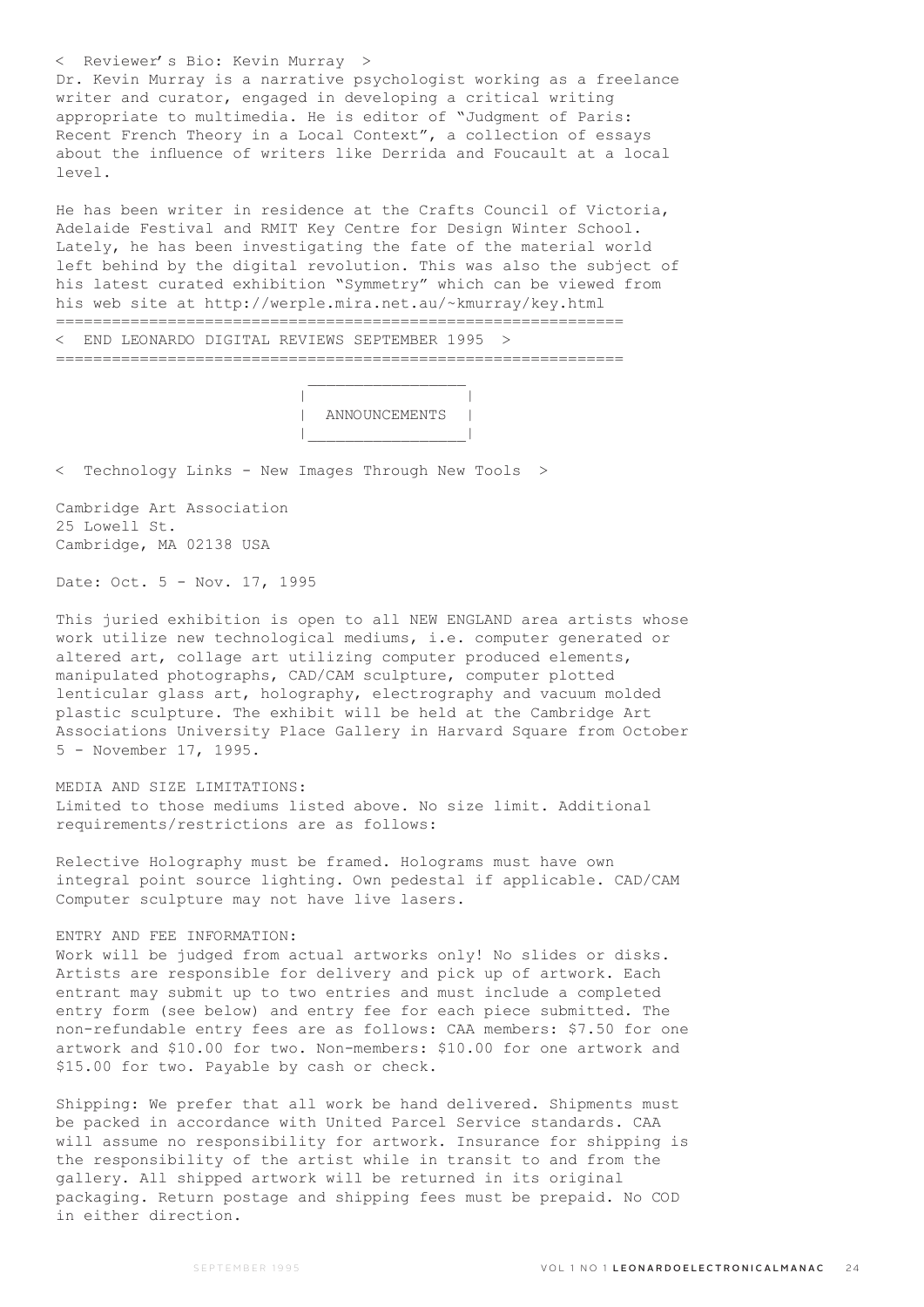< Reviewer's Bio: Kevin Murray >

Dr. Kevin Murray is a narrative psychologist working as a freelance writer and curator, engaged in developing a critical writing appropriate to multimedia. He is editor of "Judgment of Paris: Recent French Theory in a Local Context", a collection of essays about the influence of writers like Derrida and Foucault at a local level.

He has been writer in residence at the Crafts Council of Victoria, Adelaide Festival and RMIT Key Centre for Design Winter School. Lately, he has been investigating the fate of the material world left behind by the digital revolution. This was also the subject of his latest curated exhibition "Symmetry" which can be viewed from his web site at http://werple.mira.net.au/~kmurray/key.html

=============================================================

< END LEONARDO DIGITAL REVIEWS SEPTEMBER 1995 >

=============================================================

## ANNOUNCEMENTS

< Technology Links - New Images Through New Tools >

Cambridge Art Association
25 Lowell St.
Cambridge, MA 02138 USA

Date: Oct. 5 - Nov. 17, 1995

This juried exhibition is open to all NEW ENGLAND area artists whose work utilize new technological mediums, i.e. computer generated or altered art, collage art utilizing computer produced elements, manipulated photographs, CAD/CAM sculpture, computer plotted lenticular glass art, holography, electrography and vacuum molded plastic sculpture. The exhibit will be held at the Cambridge Art Associations University Place Gallery in Harvard Square from October 5 - November 17, 1995.

MEDIA AND SIZE LIMITATIONS:
Limited to those mediums listed above. No size limit. Additional requirements/restrictions are as follows:

Relective Holography must be framed. Holograms must have own integral point source lighting. Own pedestal if applicable. CAD/CAM Computer sculpture may not have live lasers.

ENTRY AND FEE INFORMATION:
Work will be judged from actual artworks only! No slides or disks. Artists are responsible for delivery and pick up of artwork. Each entrant may submit up to two entries and must include a completed entry form (see below) and entry fee for each piece submitted. The non-refundable entry fees are as follows: CAA members: $7.50 for one artwork and $10.00 for two. Non-members: $10.00 for one artwork and $15.00 for two. Payable by cash or check.

Shipping: We prefer that all work be hand delivered. Shipments must be packed in accordance with United Parcel Service standards. CAA will assume no responsibility for artwork. Insurance for shipping is the responsibility of the artist while in transit to and from the gallery. All shipped artwork will be returned in its original packaging. Return postage and shipping fees must be prepaid. No COD in either direction.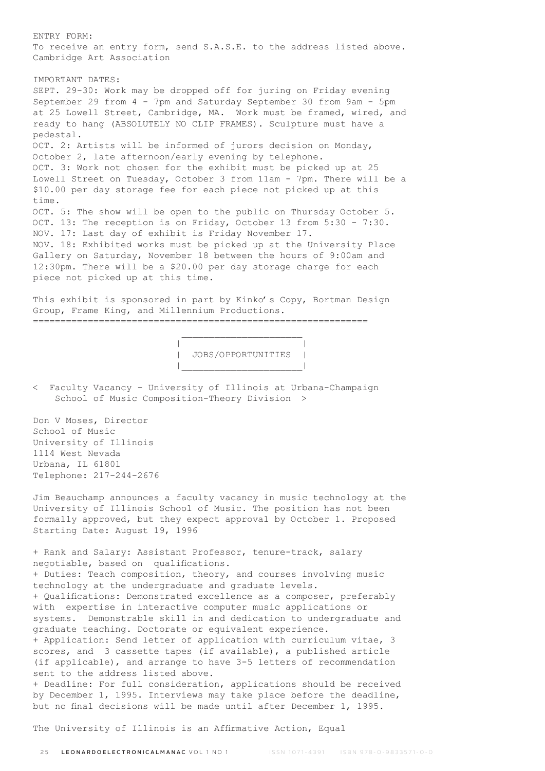ENTRY FORM:
To receive an entry form, send S.A.S.E. to the address listed above.
Cambridge Art Association

IMPORTANT DATES:
SEPT. 29-30: Work may be dropped off for juring on Friday evening September 29 from 4 - 7pm and Saturday September 30 from 9am - 5pm at 25 Lowell Street, Cambridge, MA. Work must be framed, wired, and ready to hang (ABSOLUTELY NO CLIP FRAMES). Sculpture must have a pedestal.
OCT. 2: Artists will be informed of jurors decision on Monday, October 2, late afternoon/early evening by telephone.
OCT. 3: Work not chosen for the exhibit must be picked up at 25 Lowell Street on Tuesday, October 3 from 11am - 7pm. There will be a $10.00 per day storage fee for each piece not picked up at this time.
OCT. 5: The show will be open to the public on Thursday October 5.
OCT. 13: The reception is on Friday, October 13 from 5:30 - 7:30.
NOV. 17: Last day of exhibit is Friday November 17.
NOV. 18: Exhibited works must be picked up at the University Place Gallery on Saturday, November 18 between the hours of 9:00am and 12:30pm. There will be a $20.00 per day storage charge for each piece not picked up at this time.

This exhibit is sponsored in part by Kinko's Copy, Bortman Design Group, Frame King, and Millennium Productions.

---

## JOBS/OPPORTUNITIES

< Faculty Vacancy - University of Illinois at Urbana-Champaign School of Music Composition-Theory Division >

Don V Moses, Director
School of Music
University of Illinois
1114 West Nevada
Urbana, IL 61801
Telephone: 217-244-2676

Jim Beauchamp announces a faculty vacancy in music technology at the University of Illinois School of Music. The position has not been formally approved, but they expect approval by October 1. Proposed Starting Date: August 19, 1996

+ Rank and Salary: Assistant Professor, tenure-track, salary negotiable, based on qualifications.
+ Duties: Teach composition, theory, and courses involving music technology at the undergraduate and graduate levels.
+ Qualifications: Demonstrated excellence as a composer, preferably with expertise in interactive computer music applications or systems. Demonstrable skill in and dedication to undergraduate and graduate teaching. Doctorate or equivalent experience.
+ Application: Send letter of application with curriculum vitae, 3 scores, and 3 cassette tapes (if available), a published article (if applicable), and arrange to have 3-5 letters of recommendation sent to the address listed above.
+ Deadline: For full consideration, applications should be received by December 1, 1995. Interviews may take place before the deadline, but no final decisions will be made until after December 1, 1995.

The University of Illinois is an Affirmative Action, Equal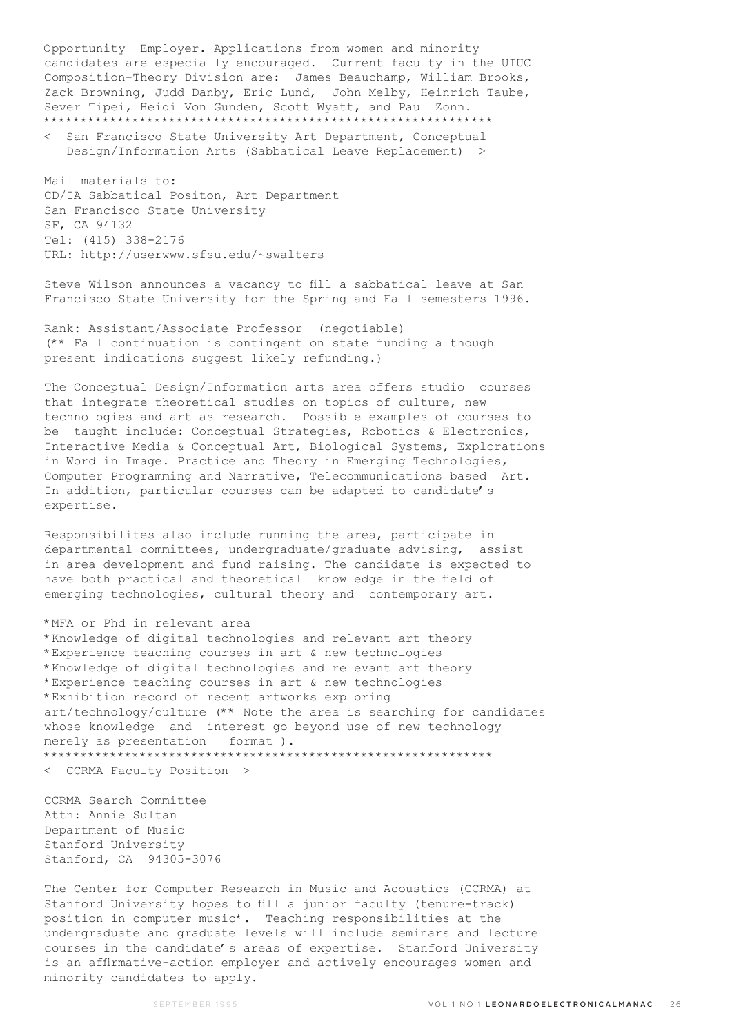Opportunity Employer. Applications from women and minority candidates are especially encouraged. Current faculty in the UIUC Composition-Theory Division are: James Beauchamp, William Brooks, Zack Browning, Judd Danby, Eric Lund, John Melby, Heinrich Taube, Sever Tipei, Heidi Von Gunden, Scott Wyatt, and Paul Zonn.

************************************************************

< San Francisco State University Art Department, Conceptual Design/Information Arts (Sabbatical Leave Replacement) >

Mail materials to:
CD/IA Sabbatical Positon, Art Department
San Francisco State University
SF, CA 94132
Tel: (415) 338-2176
URL: http://userwww.sfsu.edu/~swalters

Steve Wilson announces a vacancy to fill a sabbatical leave at San Francisco State University for the Spring and Fall semesters 1996.

Rank: Assistant/Associate Professor (negotiable)
(** Fall continuation is contingent on state funding although present indications suggest likely refunding.)

The Conceptual Design/Information arts area offers studio courses that integrate theoretical studies on topics of culture, new technologies and art as research. Possible examples of courses to be taught include: Conceptual Strategies, Robotics & Electronics, Interactive Media & Conceptual Art, Biological Systems, Explorations in Word in Image. Practice and Theory in Emerging Technologies, Computer Programming and Narrative, Telecommunications based Art. In addition, particular courses can be adapted to candidate's expertise.

Responsibilites also include running the area, participate in departmental committees, undergraduate/graduate advising, assist in area development and fund raising. The candidate is expected to have both practical and theoretical knowledge in the field of emerging technologies, cultural theory and contemporary art.

*MFA or Phd in relevant area
*Knowledge of digital technologies and relevant art theory
*Experience teaching courses in art & new technologies
*Knowledge of digital technologies and relevant art theory
*Experience teaching courses in art & new technologies
*Exhibition record of recent artworks exploring art/technology/culture (** Note the area is searching for candidates whose knowledge and interest go beyond use of new technology merely as presentation format ).

************************************************************

< CCRMA Faculty Position >

CCRMA Search Committee
Attn: Annie Sultan
Department of Music
Stanford University
Stanford, CA 94305-3076

The Center for Computer Research in Music and Acoustics (CCRMA) at Stanford University hopes to fill a junior faculty (tenure-track) position in computer music*. Teaching responsibilities at the undergraduate and graduate levels will include seminars and lecture courses in the candidate's areas of expertise. Stanford University is an affirmative-action employer and actively encourages women and minority candidates to apply.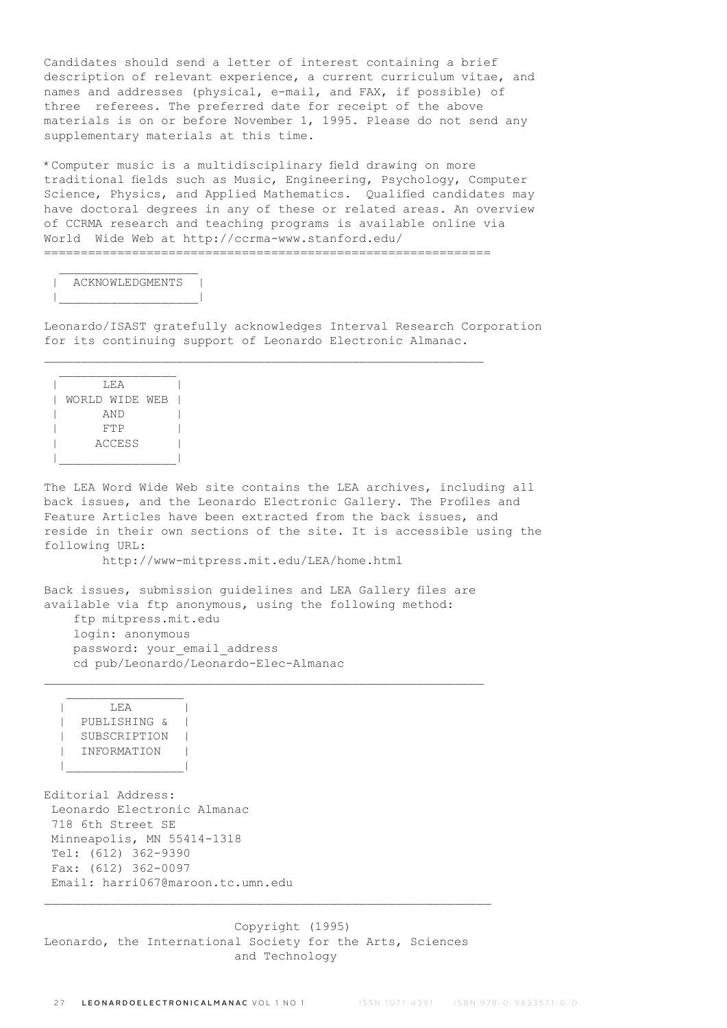Candidates should send a letter of interest containing a brief description of relevant experience, a current curriculum vitae, and names and addresses (physical, e-mail, and FAX, if possible) of three referees. The preferred date for receipt of the above materials is on or before November 1, 1995. Please do not send any supplementary materials at this time.

*Computer music is a multidisciplinary field drawing on more traditional fields such as Music, Engineering, Psychology, Computer Science, Physics, and Applied Mathematics. Qualified candidates may have doctoral degrees in any of these or related areas. An overview of CCRMA research and teaching programs is available online via World Wide Web at http://ccrma-www.stanford.edu/

=============================================================

## ACKNOWLEDGMENTS

Leonardo/ISAST gratefully acknowledges Interval Research Corporation for its continuing support of Leonardo Electronic Almanac.

---

## LEA WORLD WIDE WEB AND FTP ACCESS

The LEA Word Wide Web site contains the LEA archives, including all back issues, and the Leonardo Electronic Gallery. The Profiles and Feature Articles have been extracted from the back issues, and reside in their own sections of the site. It is accessible using the following URL:

http://www-mitpress.mit.edu/LEA/home.html

Back issues, submission guidelines and LEA Gallery files are available via ftp anonymous, using the following method:

```
ftp mitpress.mit.edu
login: anonymous
password: your_email_address
cd pub/Leonardo/Leonardo-Elec-Almanac
```

---

## LEA PUBLISHING & SUBSCRIPTION INFORMATION

Editorial Address:
Leonardo Electronic Almanac
718 6th Street SE
Minneapolis, MN 55414-1318
Tel: (612) 362-9390
Fax: (612) 362-0097
Email: harri067@maroon.tc.umn.edu

---

Copyright (1995)
Leonardo, the International Society for the Arts, Sciences and Technology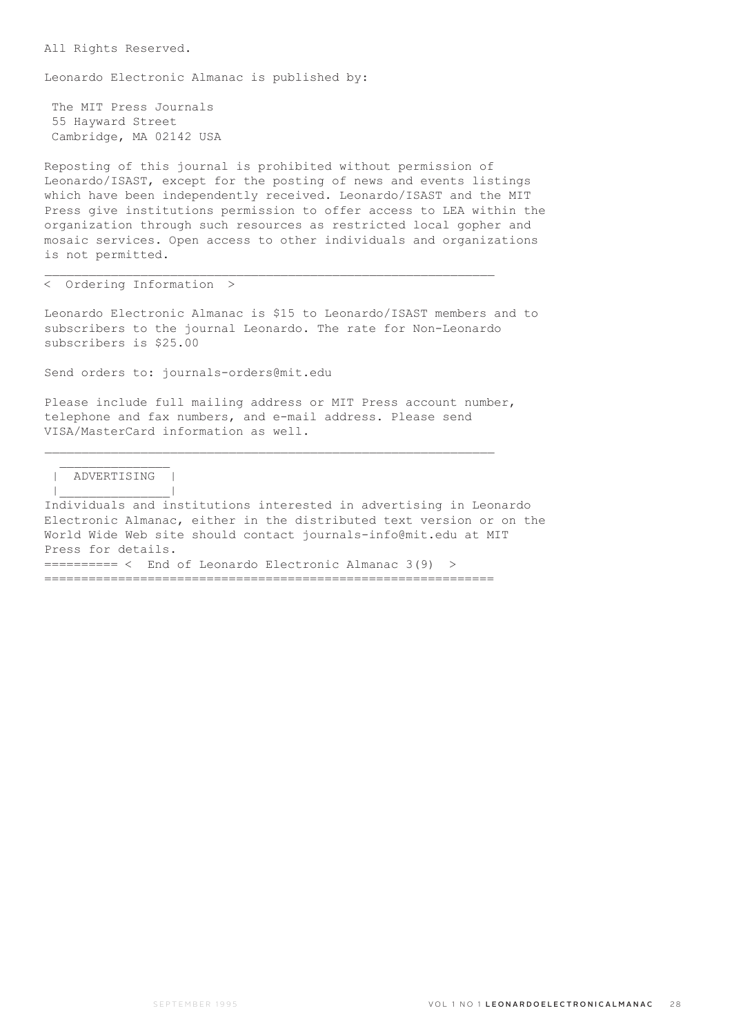All Rights Reserved.

Leonardo Electronic Almanac is published by:

The MIT Press Journals
55 Hayward Street
Cambridge, MA 02142 USA

Reposting of this journal is prohibited without permission of Leonardo/ISAST, except for the posting of news and events listings which have been independently received. Leonardo/ISAST and the MIT Press give institutions permission to offer access to LEA within the organization through such resources as restricted local gopher and mosaic services. Open access to other individuals and organizations is not permitted.

---

< Ordering Information >

Leonardo Electronic Almanac is $15 to Leonardo/ISAST members and to subscribers to the journal Leonardo. The rate for Non-Leonardo subscribers is $25.00

Send orders to: journals-orders@mit.edu

Please include full mailing address or MIT Press account number, telephone and fax numbers, and e-mail address. Please send VISA/MasterCard information as well.

---

| ADVERTISING |

Individuals and institutions interested in advertising in Leonardo Electronic Almanac, either in the distributed text version or on the World Wide Web site should contact journals-info@mit.edu at MIT Press for details.

========== < End of Leonardo Electronic Almanac 3(9) >

==============================================================